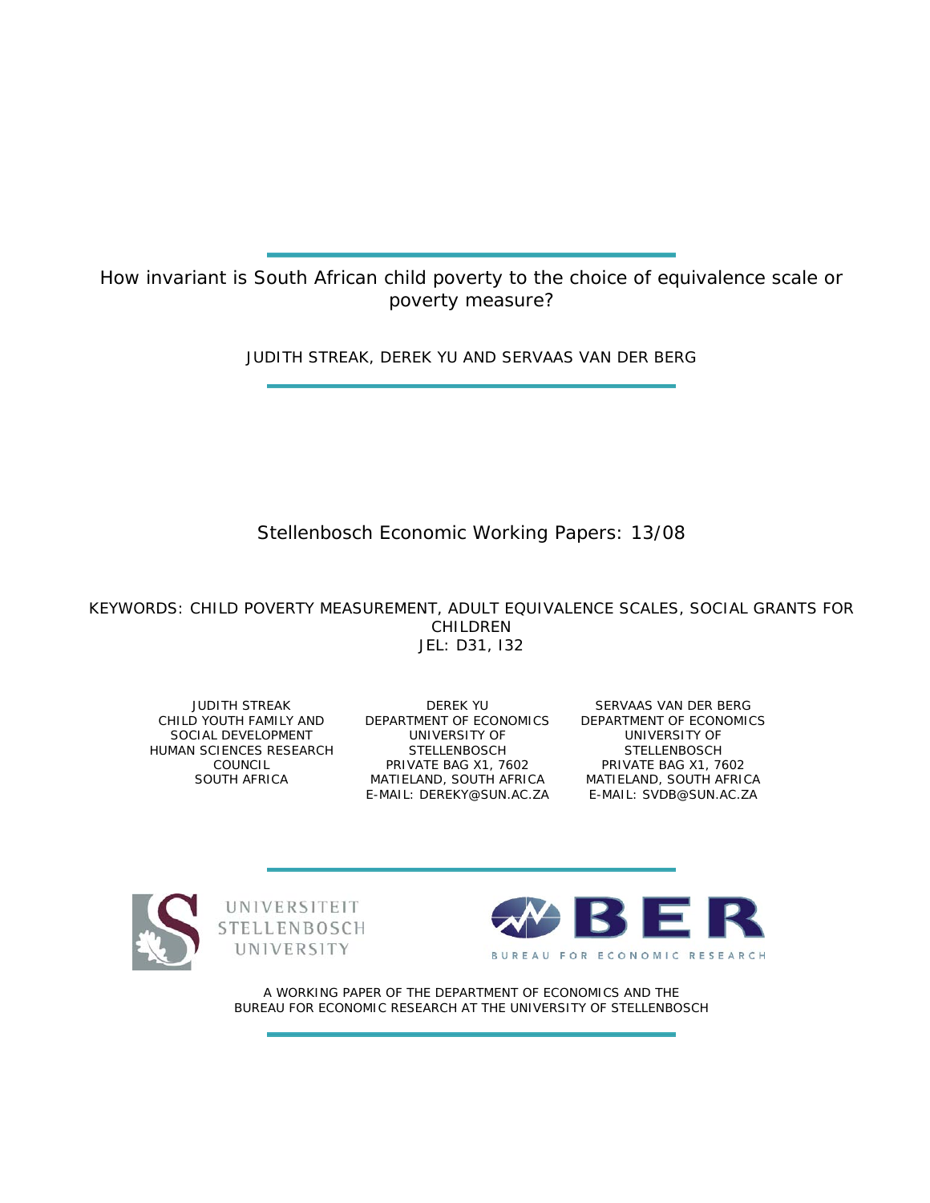# How invariant is South African child poverty to the choice of equivalence scale or poverty measure?

JUDITH STREAK, DEREK YU AND SERVAAS VAN DER BERG

Stellenbosch Economic Working Papers: 13/08

KEYWORDS: CHILD POVERTY MEASUREMENT, ADULT EQUIVALENCE SCALES, SOCIAL GRANTS FOR CHILDREN
JEL: D31, I32

JUDITH STREAK
CHILD YOUTH FAMILY AND SOCIAL DEVELOPMENT
HUMAN SCIENCES RESEARCH COUNCIL
SOUTH AFRICA

DEREK YU
DEPARTMENT OF ECONOMICS
UNIVERSITY OF STELLENBOSCH
PRIVATE BAG X1, 7602
MATIELAND, SOUTH AFRICA
E-MAIL: DEREKY@SUN.AC.ZA

SERVAAS VAN DER BERG
DEPARTMENT OF ECONOMICS
UNIVERSITY OF STELLENBOSCH
PRIVATE BAG X1, 7602
MATIELAND, SOUTH AFRICA
E-MAIL: SVDB@SUN.AC.ZA

UNIVERSITEIT STELLENBOSCH UNIVERSITY

BER BUREAU FOR ECONOMIC RESEARCH

A WORKING PAPER OF THE DEPARTMENT OF ECONOMICS AND THE BUREAU FOR ECONOMIC RESEARCH AT THE UNIVERSITY OF STELLENBOSCH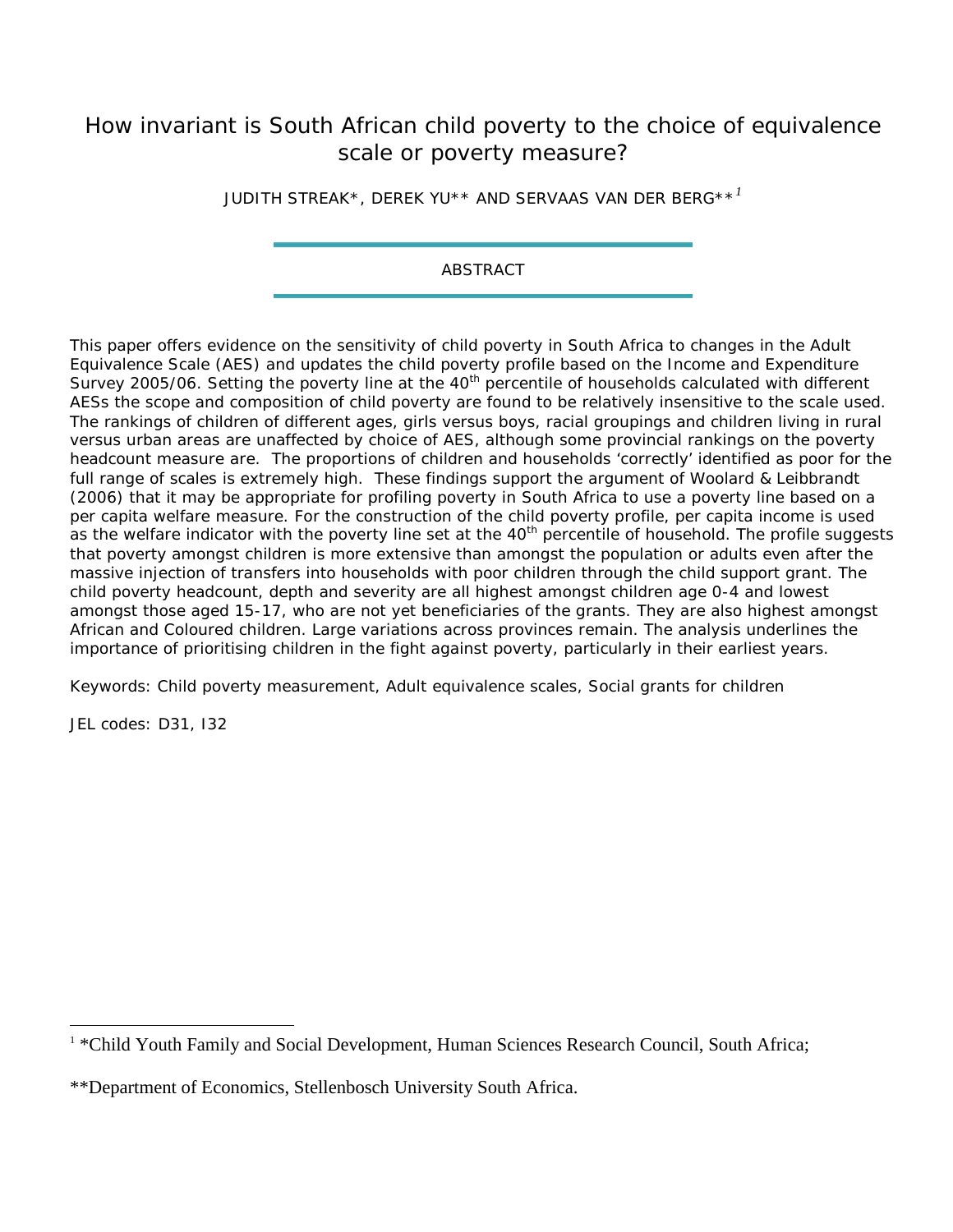# How invariant is South African child poverty to the choice of equivalence scale or poverty measure?

JUDITH STREAK*, DEREK YU** AND SERVAAS VAN DER BERG**[1]

## ABSTRACT

This paper offers evidence on the sensitivity of child poverty in South Africa to changes in the Adult Equivalence Scale (AES) and updates the child poverty profile based on the Income and Expenditure Survey 2005/06. Setting the poverty line at the 40th percentile of households calculated with different AESs the scope and composition of child poverty are found to be relatively insensitive to the scale used. The rankings of children of different ages, girls versus boys, racial groupings and children living in rural versus urban areas are unaffected by choice of AES, although some provincial rankings on the poverty headcount measure are. The proportions of children and households 'correctly' identified as poor for the full range of scales is extremely high. These findings support the argument of Woolard & Leibbrandt (2006) that it may be appropriate for profiling poverty in South Africa to use a poverty line based on a per capita welfare measure. For the construction of the child poverty profile, per capita income is used as the welfare indicator with the poverty line set at the 40th percentile of household. The profile suggests that poverty amongst children is more extensive than amongst the population or adults even after the massive injection of transfers into households with poor children through the child support grant. The child poverty headcount, depth and severity are all highest amongst children age 0-4 and lowest amongst those aged 15-17, who are not yet beneficiaries of the grants. They are also highest amongst African and Coloured children. Large variations across provinces remain. The analysis underlines the importance of prioritising children in the fight against poverty, particularly in their earliest years.

Keywords: Child poverty measurement, Adult equivalence scales, Social grants for children

JEL codes: D31, I32

---

[1] *Child Youth Family and Social Development, Human Sciences Research Council, South Africa;

**Department of Economics, Stellenbosch University South Africa.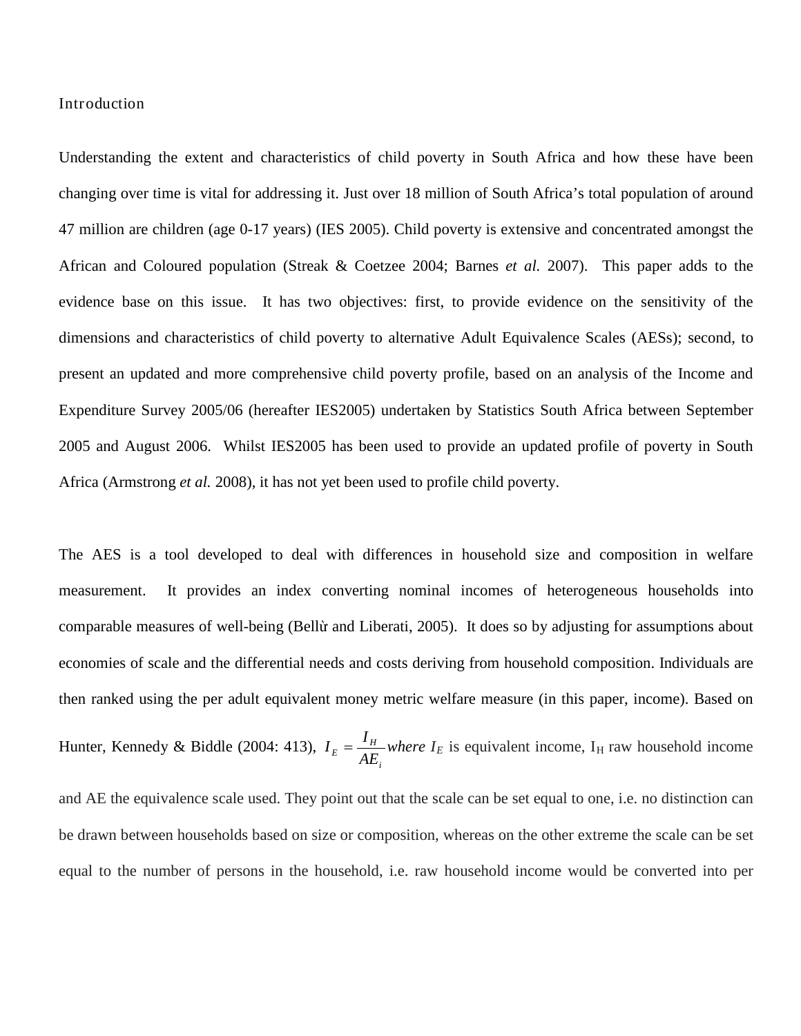## Introduction

Understanding the extent and characteristics of child poverty in South Africa and how these have been changing over time is vital for addressing it. Just over 18 million of South Africa's total population of around 47 million are children (age 0-17 years) (IES 2005). Child poverty is extensive and concentrated amongst the African and Coloured population (Streak & Coetzee 2004; Barnes *et al.* 2007). This paper adds to the evidence base on this issue. It has two objectives: first, to provide evidence on the sensitivity of the dimensions and characteristics of child poverty to alternative Adult Equivalence Scales (AESs); second, to present an updated and more comprehensive child poverty profile, based on an analysis of the Income and Expenditure Survey 2005/06 (hereafter IES2005) undertaken by Statistics South Africa between September 2005 and August 2006. Whilst IES2005 has been used to provide an updated profile of poverty in South Africa (Armstrong *et al.* 2008), it has not yet been used to profile child poverty.

The AES is a tool developed to deal with differences in household size and composition in welfare measurement. It provides an index converting nominal incomes of heterogeneous households into comparable measures of well-being (Bellù and Liberati, 2005). It does so by adjusting for assumptions about economies of scale and the differential needs and costs deriving from household composition. Individuals are then ranked using the per adult equivalent money metric welfare measure (in this paper, income). Based on Hunter, Kennedy & Biddle (2004: 413), $I_E = \frac{I_H}{AE_i}$ *where* $I_E$ is equivalent income, $I_H$ raw household income and AE the equivalence scale used. They point out that the scale can be set equal to one, i.e. no distinction can be drawn between households based on size or composition, whereas on the other extreme the scale can be set equal to the number of persons in the household, i.e. raw household income would be converted into per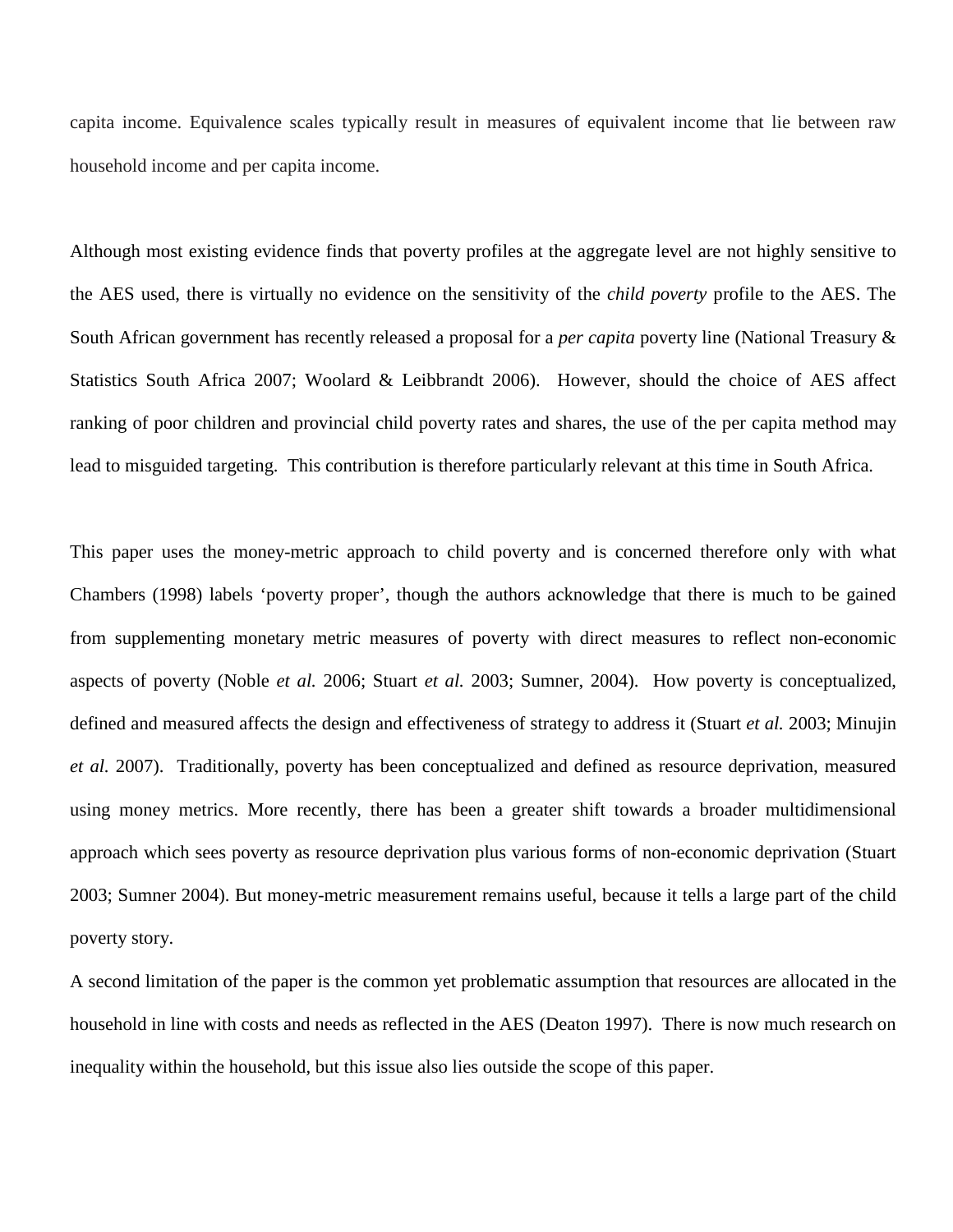capita income. Equivalence scales typically result in measures of equivalent income that lie between raw household income and per capita income.

Although most existing evidence finds that poverty profiles at the aggregate level are not highly sensitive to the AES used, there is virtually no evidence on the sensitivity of the *child poverty* profile to the AES. The South African government has recently released a proposal for a *per capita* poverty line (National Treasury & Statistics South Africa 2007; Woolard & Leibbrandt 2006). However, should the choice of AES affect ranking of poor children and provincial child poverty rates and shares, the use of the per capita method may lead to misguided targeting. This contribution is therefore particularly relevant at this time in South Africa.

This paper uses the money-metric approach to child poverty and is concerned therefore only with what Chambers (1998) labels 'poverty proper', though the authors acknowledge that there is much to be gained from supplementing monetary metric measures of poverty with direct measures to reflect non-economic aspects of poverty (Noble *et al.* 2006; Stuart *et al.* 2003; Sumner, 2004). How poverty is conceptualized, defined and measured affects the design and effectiveness of strategy to address it (Stuart *et al.* 2003; Minujin *et al*. 2007). Traditionally, poverty has been conceptualized and defined as resource deprivation, measured using money metrics. More recently, there has been a greater shift towards a broader multidimensional approach which sees poverty as resource deprivation plus various forms of non-economic deprivation (Stuart 2003; Sumner 2004). But money-metric measurement remains useful, because it tells a large part of the child poverty story.

A second limitation of the paper is the common yet problematic assumption that resources are allocated in the household in line with costs and needs as reflected in the AES (Deaton 1997). There is now much research on inequality within the household, but this issue also lies outside the scope of this paper.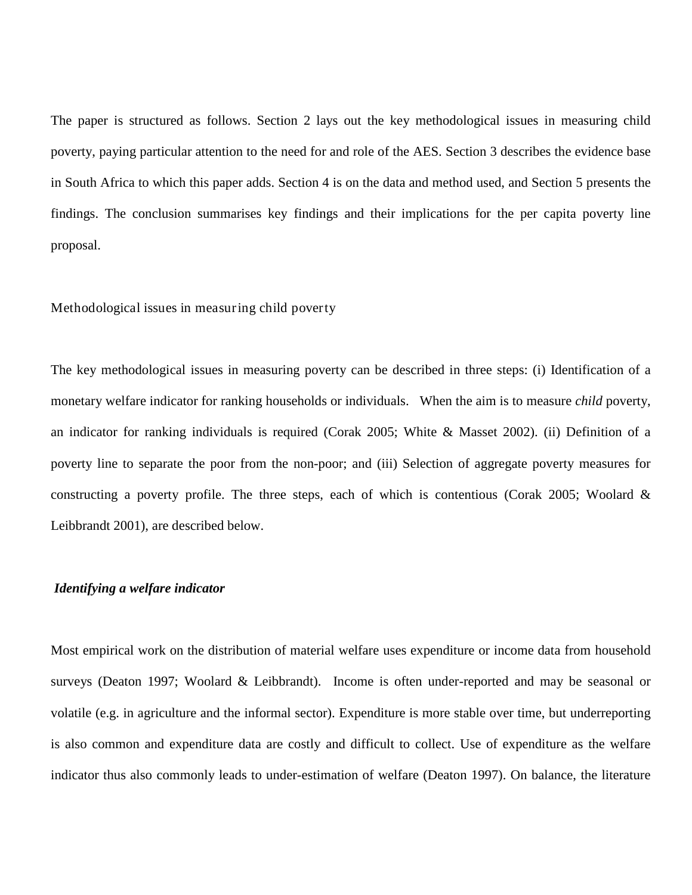The paper is structured as follows. Section 2 lays out the key methodological issues in measuring child poverty, paying particular attention to the need for and role of the AES. Section 3 describes the evidence base in South Africa to which this paper adds. Section 4 is on the data and method used, and Section 5 presents the findings. The conclusion summarises key findings and their implications for the per capita poverty line proposal.

## Methodological issues in measuring child poverty

The key methodological issues in measuring poverty can be described in three steps: (i) Identification of a monetary welfare indicator for ranking households or individuals. When the aim is to measure *child* poverty, an indicator for ranking individuals is required (Corak 2005; White & Masset 2002). (ii) Definition of a poverty line to separate the poor from the non-poor; and (iii) Selection of aggregate poverty measures for constructing a poverty profile. The three steps, each of which is contentious (Corak 2005; Woolard & Leibbrandt 2001), are described below.

### ***Identifying a welfare indicator***

Most empirical work on the distribution of material welfare uses expenditure or income data from household surveys (Deaton 1997; Woolard & Leibbrandt). Income is often under-reported and may be seasonal or volatile (e.g. in agriculture and the informal sector). Expenditure is more stable over time, but underreporting is also common and expenditure data are costly and difficult to collect. Use of expenditure as the welfare indicator thus also commonly leads to under-estimation of welfare (Deaton 1997). On balance, the literature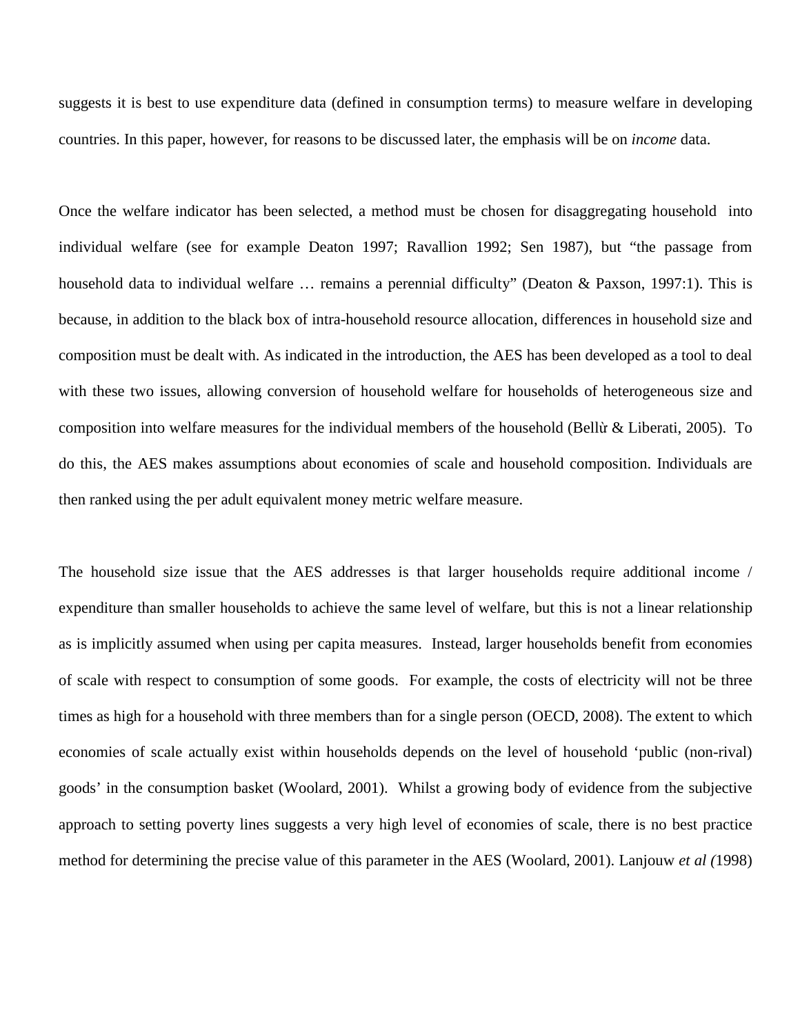suggests it is best to use expenditure data (defined in consumption terms) to measure welfare in developing countries. In this paper, however, for reasons to be discussed later, the emphasis will be on *income* data.

Once the welfare indicator has been selected, a method must be chosen for disaggregating household into individual welfare (see for example Deaton 1997; Ravallion 1992; Sen 1987), but "the passage from household data to individual welfare … remains a perennial difficulty" (Deaton & Paxson, 1997:1). This is because, in addition to the black box of intra-household resource allocation, differences in household size and composition must be dealt with. As indicated in the introduction, the AES has been developed as a tool to deal with these two issues, allowing conversion of household welfare for households of heterogeneous size and composition into welfare measures for the individual members of the household (Bellù & Liberati, 2005). To do this, the AES makes assumptions about economies of scale and household composition. Individuals are then ranked using the per adult equivalent money metric welfare measure.

The household size issue that the AES addresses is that larger households require additional income / expenditure than smaller households to achieve the same level of welfare, but this is not a linear relationship as is implicitly assumed when using per capita measures. Instead, larger households benefit from economies of scale with respect to consumption of some goods. For example, the costs of electricity will not be three times as high for a household with three members than for a single person (OECD, 2008). The extent to which economies of scale actually exist within households depends on the level of household 'public (non-rival) goods' in the consumption basket (Woolard, 2001). Whilst a growing body of evidence from the subjective approach to setting poverty lines suggests a very high level of economies of scale, there is no best practice method for determining the precise value of this parameter in the AES (Woolard, 2001). Lanjouw *et al (*1998)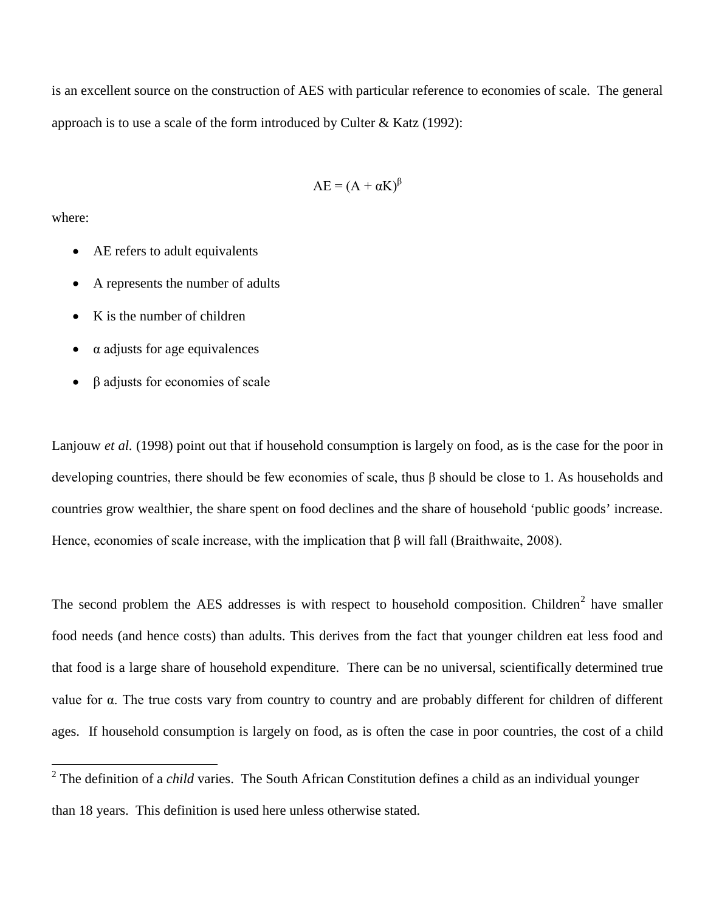is an excellent source on the construction of AES with particular reference to economies of scale. The general approach is to use a scale of the form introduced by Culter & Katz (1992):

$$AE = (A + \alpha K)^{\beta}$$

where:

- AE refers to adult equivalents
- A represents the number of adults
- K is the number of children
- $\alpha$ adjusts for age equivalences
- $\beta$ adjusts for economies of scale

Lanjouw *et al.* (1998) point out that if household consumption is largely on food, as is the case for the poor in developing countries, there should be few economies of scale, thus $\beta$ should be close to 1. As households and countries grow wealthier, the share spent on food declines and the share of household 'public goods' increase. Hence, economies of scale increase, with the implication that $\beta$ will fall (Braithwaite, 2008).

The second problem the AES addresses is with respect to household composition. Children[2] have smaller food needs (and hence costs) than adults. This derives from the fact that younger children eat less food and that food is a large share of household expenditure. There can be no universal, scientifically determined true value for $\alpha$. The true costs vary from country to country and are probably different for children of different ages. If household consumption is largely on food, as is often the case in poor countries, the cost of a child

[2] The definition of a *child* varies. The South African Constitution defines a child as an individual younger than 18 years. This definition is used here unless otherwise stated.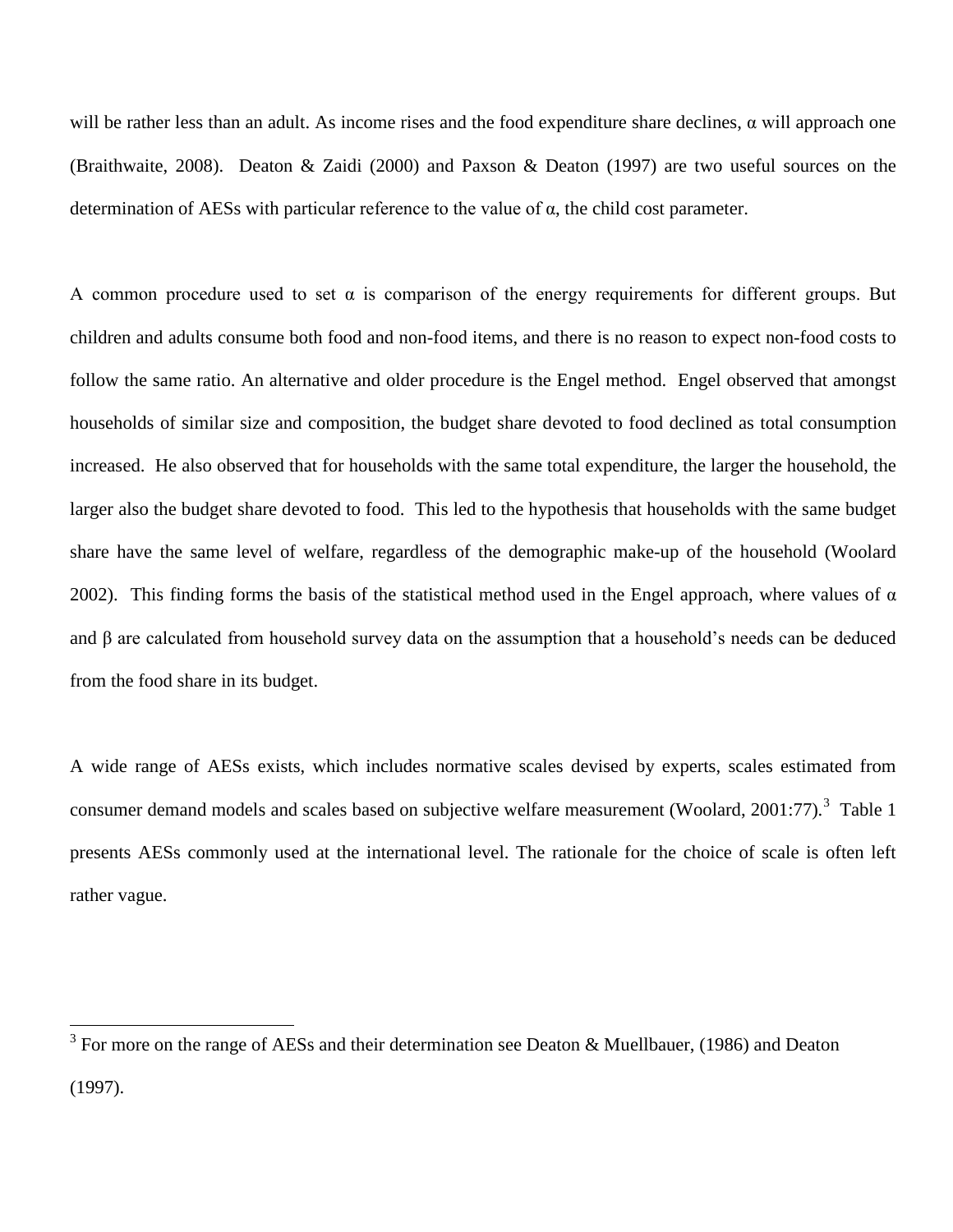will be rather less than an adult. As income rises and the food expenditure share declines, α will approach one (Braithwaite, 2008). Deaton & Zaidi (2000) and Paxson & Deaton (1997) are two useful sources on the determination of AESs with particular reference to the value of α, the child cost parameter.

A common procedure used to set α is comparison of the energy requirements for different groups. But children and adults consume both food and non-food items, and there is no reason to expect non-food costs to follow the same ratio. An alternative and older procedure is the Engel method. Engel observed that amongst households of similar size and composition, the budget share devoted to food declined as total consumption increased. He also observed that for households with the same total expenditure, the larger the household, the larger also the budget share devoted to food. This led to the hypothesis that households with the same budget share have the same level of welfare, regardless of the demographic make-up of the household (Woolard 2002). This finding forms the basis of the statistical method used in the Engel approach, where values of α and β are calculated from household survey data on the assumption that a household's needs can be deduced from the food share in its budget.

A wide range of AESs exists, which includes normative scales devised by experts, scales estimated from consumer demand models and scales based on subjective welfare measurement (Woolard, 2001:77).[3] Table 1 presents AESs commonly used at the international level. The rationale for the choice of scale is often left rather vague.

---

[3] For more on the range of AESs and their determination see Deaton & Muellbauer, (1986) and Deaton (1997).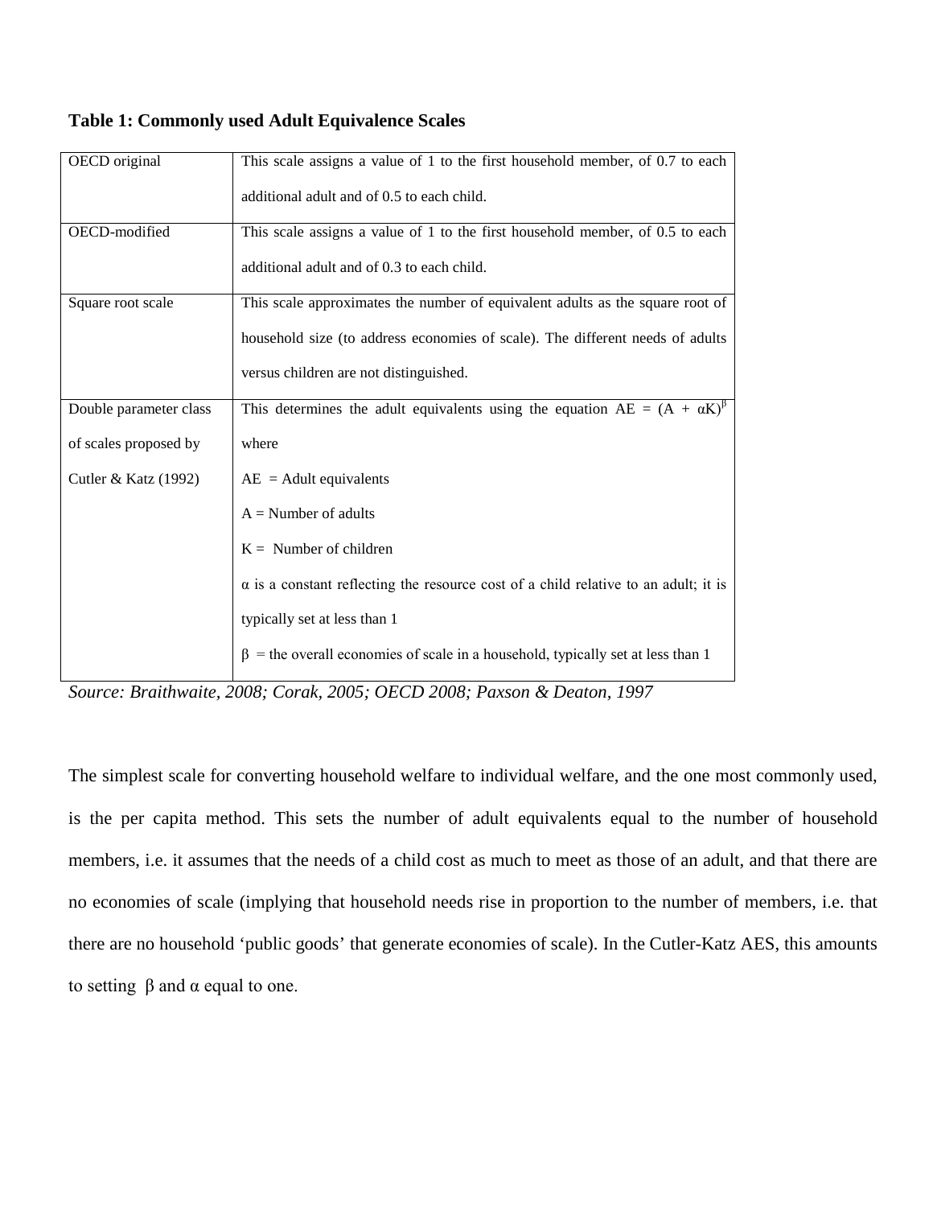**Table 1: Commonly used Adult Equivalence Scales**

| | |
|---|---|
| OECD original | This scale assigns a value of 1 to the first household member, of 0.7 to each additional adult and of 0.5 to each child. |
| OECD-modified | This scale assigns a value of 1 to the first household member, of 0.5 to each additional adult and of 0.3 to each child. |
| Square root scale | This scale approximates the number of equivalent adults as the square root of household size (to address economies of scale). The different needs of adults versus children are not distinguished. |
| Double parameter class of scales proposed by Cutler & Katz (1992) | This determines the adult equivalents using the equation $AE = (A + \alpha K)^{\beta}$ where<br>AE = Adult equivalents<br>A = Number of adults<br>K = Number of children<br>$\alpha$ is a constant reflecting the resource cost of a child relative to an adult; it is typically set at less than 1<br>$\beta$ = the overall economies of scale in a household, typically set at less than 1 |

*Source: Braithwaite, 2008; Corak, 2005; OECD 2008; Paxson & Deaton, 1997*

The simplest scale for converting household welfare to individual welfare, and the one most commonly used, is the per capita method. This sets the number of adult equivalents equal to the number of household members, i.e. it assumes that the needs of a child cost as much to meet as those of an adult, and that there are no economies of scale (implying that household needs rise in proportion to the number of members, i.e. that there are no household 'public goods' that generate economies of scale). In the Cutler-Katz AES, this amounts to setting $\beta$ and $\alpha$ equal to one.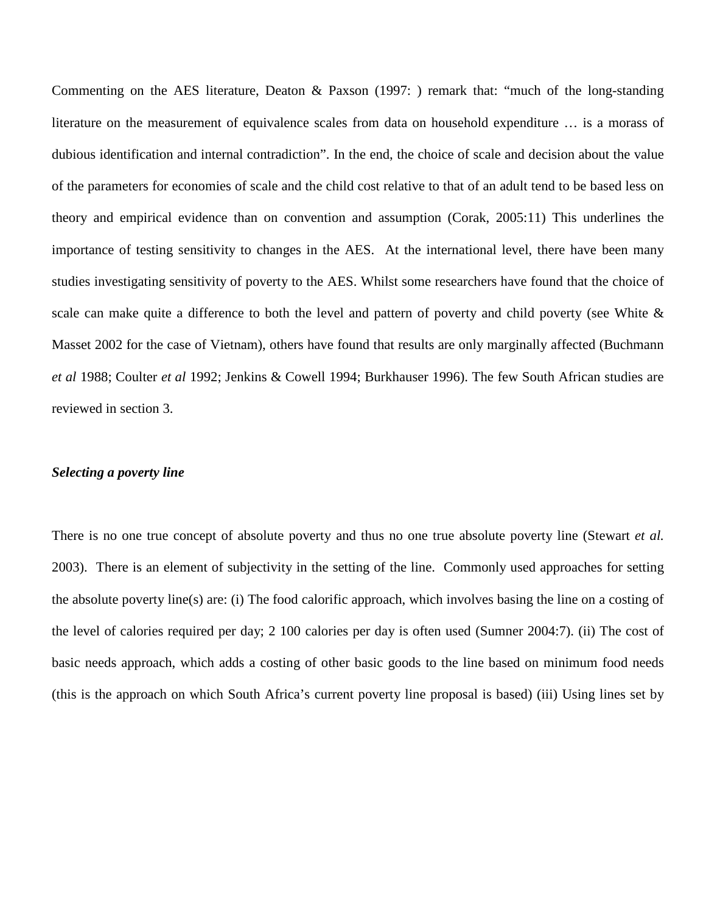Commenting on the AES literature, Deaton & Paxson (1997: ) remark that: "much of the long-standing literature on the measurement of equivalence scales from data on household expenditure … is a morass of dubious identification and internal contradiction". In the end, the choice of scale and decision about the value of the parameters for economies of scale and the child cost relative to that of an adult tend to be based less on theory and empirical evidence than on convention and assumption (Corak, 2005:11) This underlines the importance of testing sensitivity to changes in the AES. At the international level, there have been many studies investigating sensitivity of poverty to the AES. Whilst some researchers have found that the choice of scale can make quite a difference to both the level and pattern of poverty and child poverty (see White & Masset 2002 for the case of Vietnam), others have found that results are only marginally affected (Buchmann *et al* 1988; Coulter *et al* 1992; Jenkins & Cowell 1994; Burkhauser 1996). The few South African studies are reviewed in section 3.

***Selecting a poverty line***

There is no one true concept of absolute poverty and thus no one true absolute poverty line (Stewart *et al.* 2003). There is an element of subjectivity in the setting of the line. Commonly used approaches for setting the absolute poverty line(s) are: (i) The food calorific approach, which involves basing the line on a costing of the level of calories required per day; 2 100 calories per day is often used (Sumner 2004:7). (ii) The cost of basic needs approach, which adds a costing of other basic goods to the line based on minimum food needs (this is the approach on which South Africa's current poverty line proposal is based) (iii) Using lines set by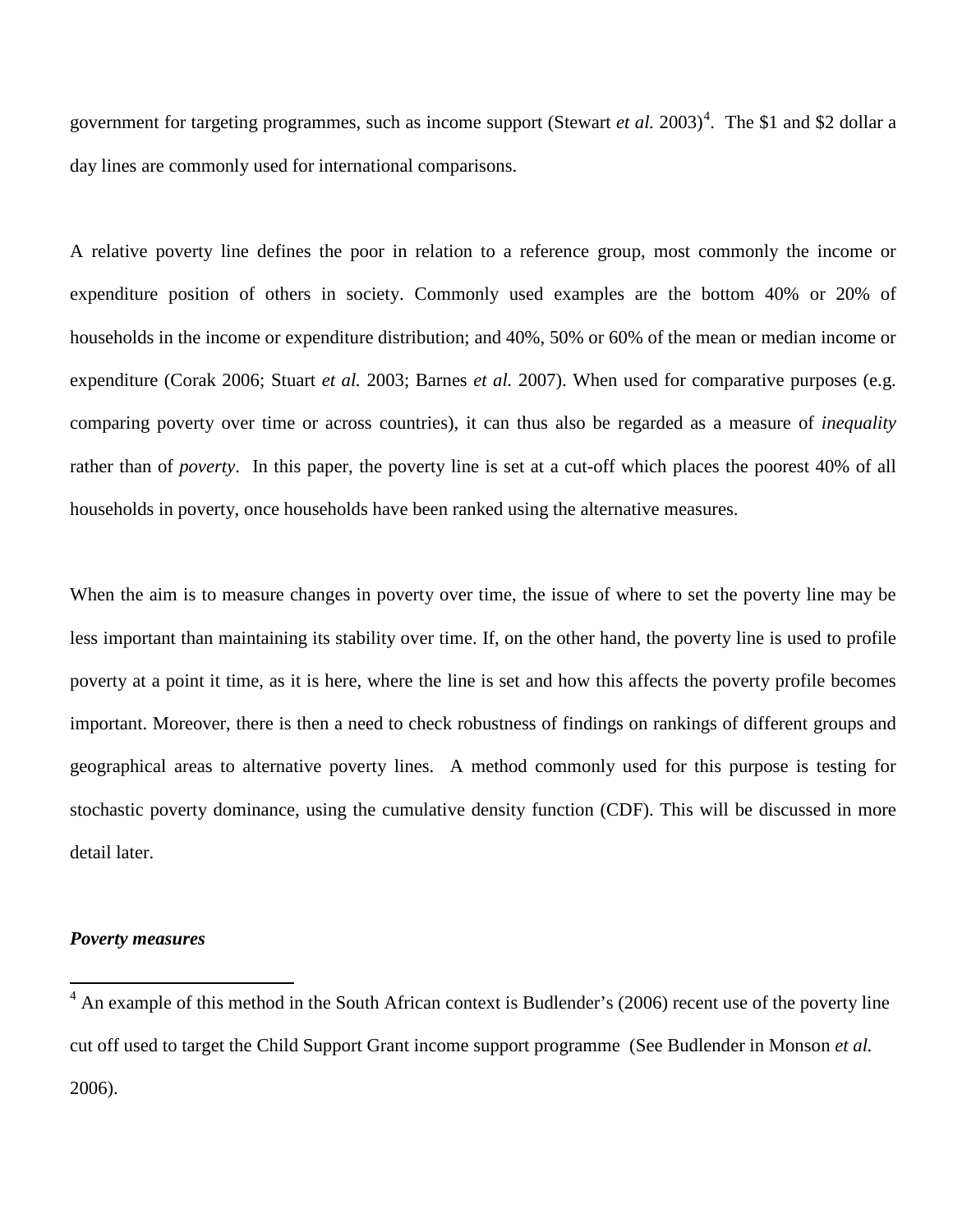government for targeting programmes, such as income support (Stewart *et al.* 2003)[4]. The $1 and $2 dollar a day lines are commonly used for international comparisons.

A relative poverty line defines the poor in relation to a reference group, most commonly the income or expenditure position of others in society. Commonly used examples are the bottom 40% or 20% of households in the income or expenditure distribution; and 40%, 50% or 60% of the mean or median income or expenditure (Corak 2006; Stuart *et al.* 2003; Barnes *et al.* 2007). When used for comparative purposes (e.g. comparing poverty over time or across countries), it can thus also be regarded as a measure of *inequality* rather than of *poverty*. In this paper, the poverty line is set at a cut-off which places the poorest 40% of all households in poverty, once households have been ranked using the alternative measures.

When the aim is to measure changes in poverty over time, the issue of where to set the poverty line may be less important than maintaining its stability over time. If, on the other hand, the poverty line is used to profile poverty at a point it time, as it is here, where the line is set and how this affects the poverty profile becomes important. Moreover, there is then a need to check robustness of findings on rankings of different groups and geographical areas to alternative poverty lines. A method commonly used for this purpose is testing for stochastic poverty dominance, using the cumulative density function (CDF). This will be discussed in more detail later.

***Poverty measures***

[4] An example of this method in the South African context is Budlender's (2006) recent use of the poverty line cut off used to target the Child Support Grant income support programme (See Budlender in Monson *et al.* 2006).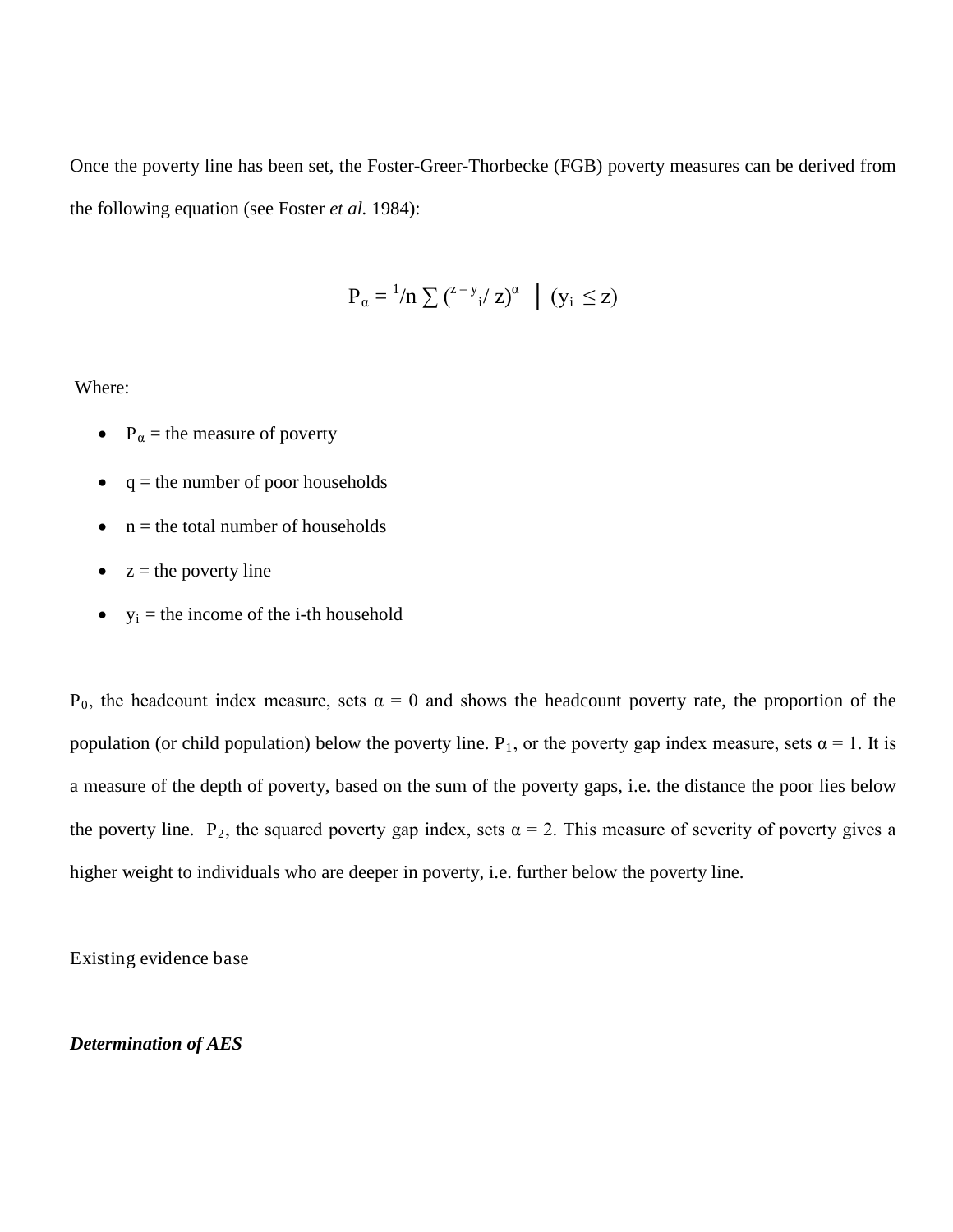Once the poverty line has been set, the Foster-Greer-Thorbecke (FGB) poverty measures can be derived from the following equation (see Foster *et al.* 1984):

$$P_\alpha = {}^{1}/n \sum \left({}^{z-y}{}_{i}/\, z\right)^{\alpha} \;\; \Big| \;\; (y_i \leq z)$$

Where:

- $P_\alpha$ = the measure of poverty
- q = the number of poor households
- n = the total number of households
- z = the poverty line
- $y_i$ = the income of the i-th household

$P_0$, the headcount index measure, sets $\alpha = 0$ and shows the headcount poverty rate, the proportion of the population (or child population) below the poverty line. $P_1$, or the poverty gap index measure, sets $\alpha = 1$. It is a measure of the depth of poverty, based on the sum of the poverty gaps, i.e. the distance the poor lies below the poverty line. $P_2$, the squared poverty gap index, sets $\alpha = 2$. This measure of severity of poverty gives a higher weight to individuals who are deeper in poverty, i.e. further below the poverty line.

## Existing evidence base

### ***Determination of AES***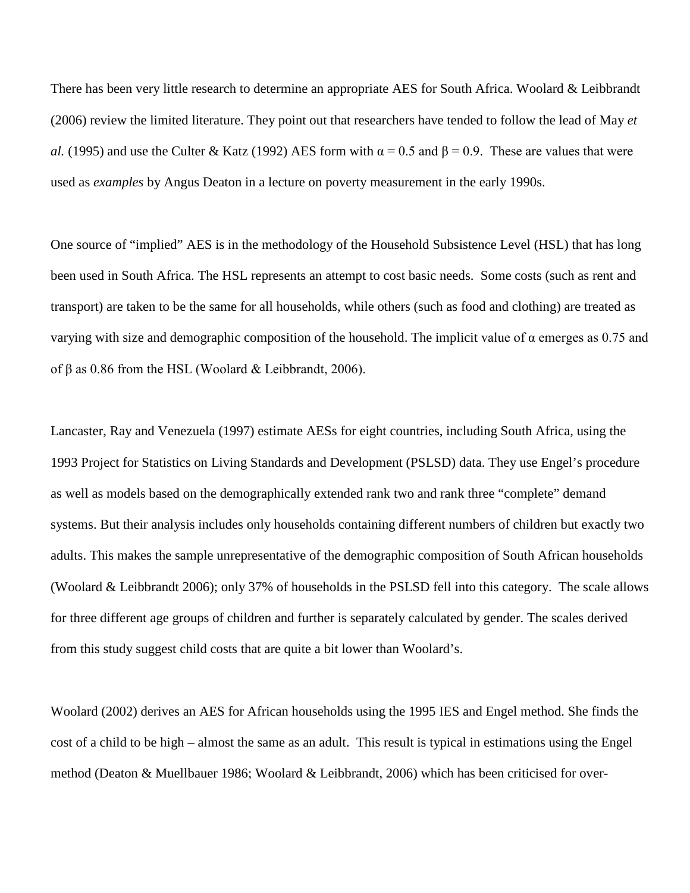There has been very little research to determine an appropriate AES for South Africa. Woolard & Leibbrandt (2006) review the limited literature. They point out that researchers have tended to follow the lead of May *et al.* (1995) and use the Culter & Katz (1992) AES form with $\alpha = 0.5$ and $\beta = 0.9$. These are values that were used as *examples* by Angus Deaton in a lecture on poverty measurement in the early 1990s.

One source of "implied" AES is in the methodology of the Household Subsistence Level (HSL) that has long been used in South Africa. The HSL represents an attempt to cost basic needs. Some costs (such as rent and transport) are taken to be the same for all households, while others (such as food and clothing) are treated as varying with size and demographic composition of the household. The implicit value of $\alpha$ emerges as 0.75 and of $\beta$ as 0.86 from the HSL (Woolard & Leibbrandt, 2006).

Lancaster, Ray and Venezuela (1997) estimate AESs for eight countries, including South Africa, using the 1993 Project for Statistics on Living Standards and Development (PSLSD) data. They use Engel's procedure as well as models based on the demographically extended rank two and rank three "complete" demand systems. But their analysis includes only households containing different numbers of children but exactly two adults. This makes the sample unrepresentative of the demographic composition of South African households (Woolard & Leibbrandt 2006); only 37% of households in the PSLSD fell into this category. The scale allows for three different age groups of children and further is separately calculated by gender. The scales derived from this study suggest child costs that are quite a bit lower than Woolard's.

Woolard (2002) derives an AES for African households using the 1995 IES and Engel method. She finds the cost of a child to be high – almost the same as an adult. This result is typical in estimations using the Engel method (Deaton & Muellbauer 1986; Woolard & Leibbrandt, 2006) which has been criticised for over-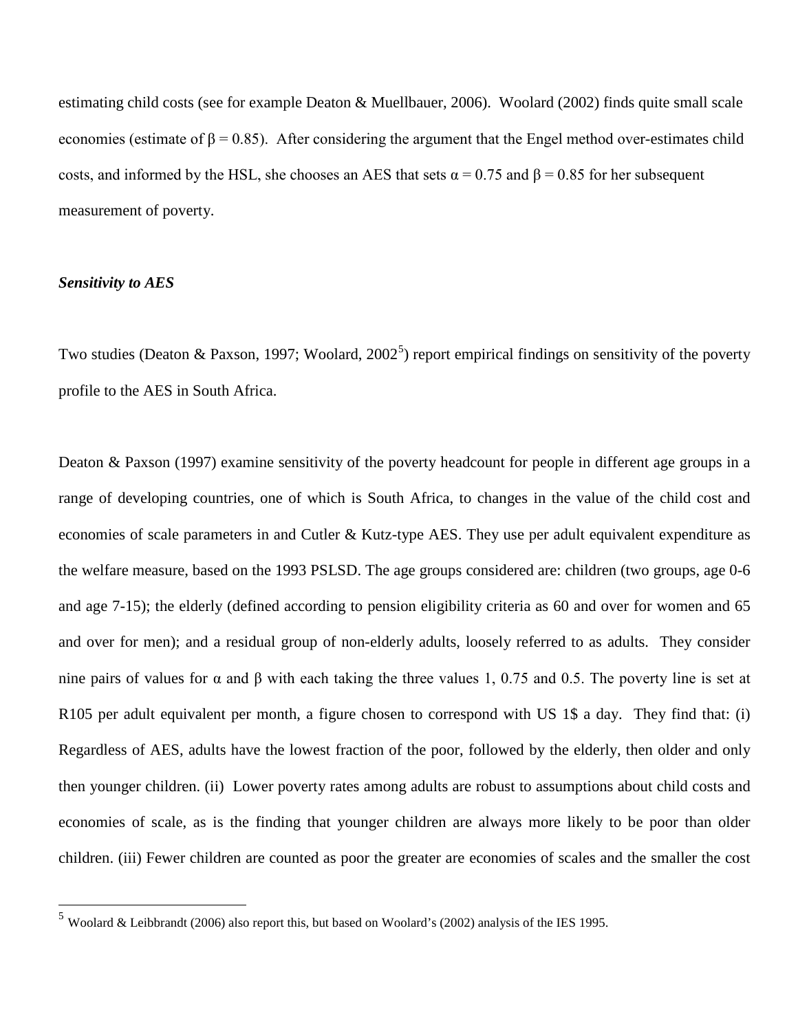estimating child costs (see for example Deaton & Muellbauer, 2006). Woolard (2002) finds quite small scale economies (estimate of $\beta = 0.85$). After considering the argument that the Engel method over-estimates child costs, and informed by the HSL, she chooses an AES that sets $\alpha = 0.75$ and $\beta = 0.85$ for her subsequent measurement of poverty.

***Sensitivity to AES***

Two studies (Deaton & Paxson, 1997; Woolard, 2002[5]) report empirical findings on sensitivity of the poverty profile to the AES in South Africa.

Deaton & Paxson (1997) examine sensitivity of the poverty headcount for people in different age groups in a range of developing countries, one of which is South Africa, to changes in the value of the child cost and economies of scale parameters in and Cutler & Kutz-type AES. They use per adult equivalent expenditure as the welfare measure, based on the 1993 PSLSD. The age groups considered are: children (two groups, age 0-6 and age 7-15); the elderly (defined according to pension eligibility criteria as 60 and over for women and 65 and over for men); and a residual group of non-elderly adults, loosely referred to as adults. They consider nine pairs of values for $\alpha$ and $\beta$ with each taking the three values 1, 0.75 and 0.5. The poverty line is set at R105 per adult equivalent per month, a figure chosen to correspond with US 1$ a day. They find that: (i) Regardless of AES, adults have the lowest fraction of the poor, followed by the elderly, then older and only then younger children. (ii) Lower poverty rates among adults are robust to assumptions about child costs and economies of scale, as is the finding that younger children are always more likely to be poor than older children. (iii) Fewer children are counted as poor the greater are economies of scales and the smaller the cost

[5] Woolard & Leibbrandt (2006) also report this, but based on Woolard's (2002) analysis of the IES 1995.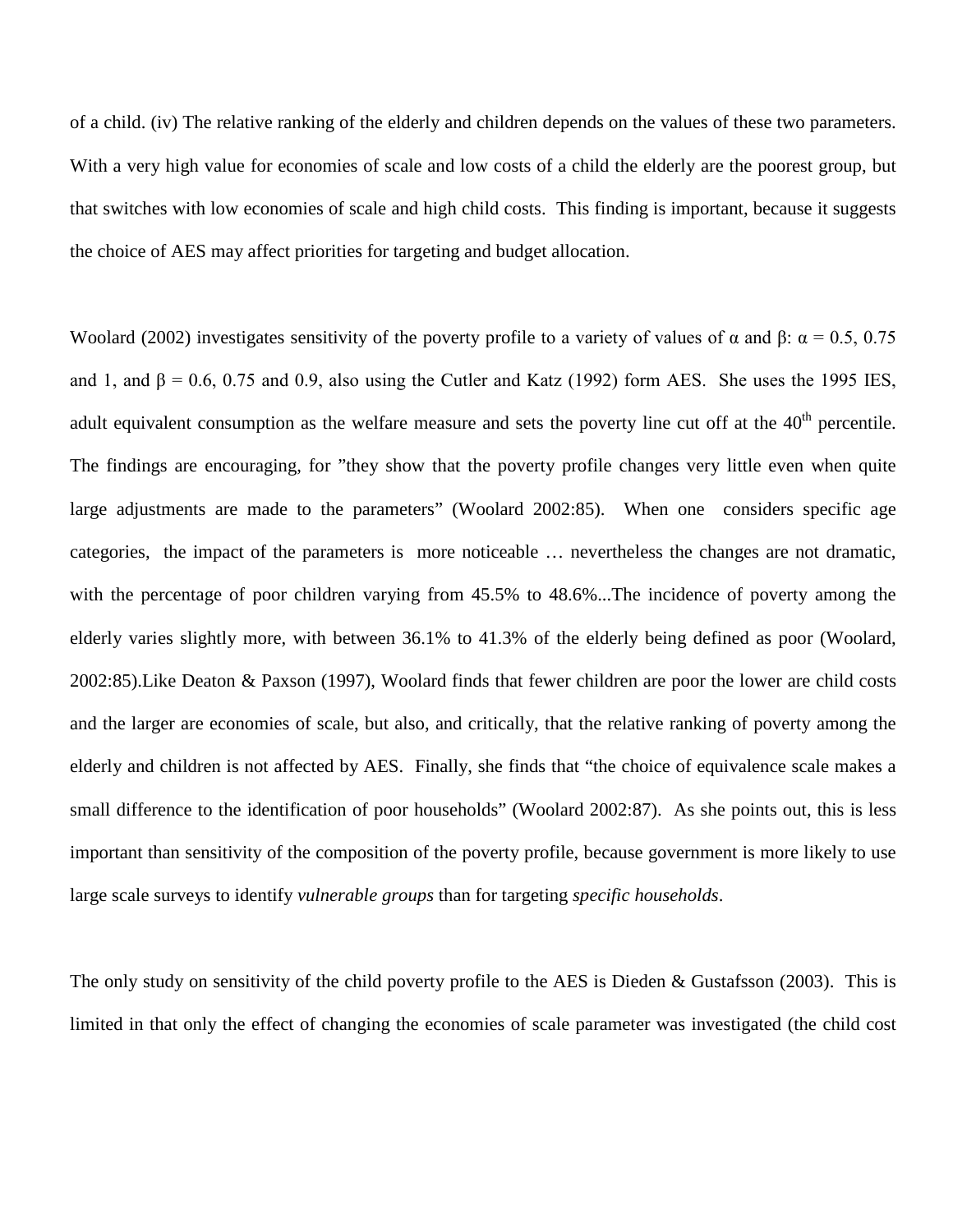of a child. (iv) The relative ranking of the elderly and children depends on the values of these two parameters. With a very high value for economies of scale and low costs of a child the elderly are the poorest group, but that switches with low economies of scale and high child costs. This finding is important, because it suggests the choice of AES may affect priorities for targeting and budget allocation.

Woolard (2002) investigates sensitivity of the poverty profile to a variety of values of $\alpha$ and $\beta$: $\alpha = 0.5$, 0.75 and 1, and $\beta = 0.6$, 0.75 and 0.9, also using the Cutler and Katz (1992) form AES. She uses the 1995 IES, adult equivalent consumption as the welfare measure and sets the poverty line cut off at the 40th percentile. The findings are encouraging, for "they show that the poverty profile changes very little even when quite large adjustments are made to the parameters" (Woolard 2002:85). When one considers specific age categories, the impact of the parameters is more noticeable … nevertheless the changes are not dramatic, with the percentage of poor children varying from 45.5% to 48.6%...The incidence of poverty among the elderly varies slightly more, with between 36.1% to 41.3% of the elderly being defined as poor (Woolard, 2002:85).Like Deaton & Paxson (1997), Woolard finds that fewer children are poor the lower are child costs and the larger are economies of scale, but also, and critically, that the relative ranking of poverty among the elderly and children is not affected by AES. Finally, she finds that "the choice of equivalence scale makes a small difference to the identification of poor households" (Woolard 2002:87). As she points out, this is less important than sensitivity of the composition of the poverty profile, because government is more likely to use large scale surveys to identify *vulnerable groups* than for targeting *specific households*.

The only study on sensitivity of the child poverty profile to the AES is Dieden & Gustafsson (2003). This is limited in that only the effect of changing the economies of scale parameter was investigated (the child cost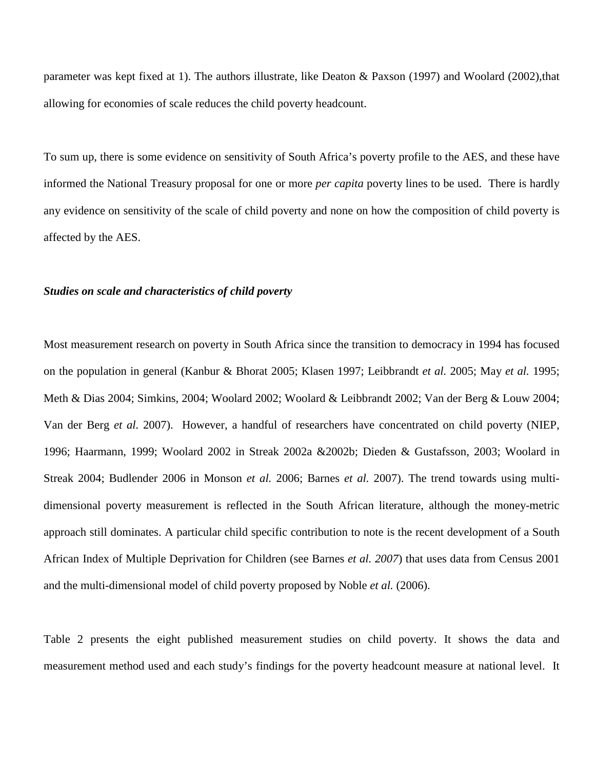parameter was kept fixed at 1). The authors illustrate, like Deaton & Paxson (1997) and Woolard (2002),that allowing for economies of scale reduces the child poverty headcount.

To sum up, there is some evidence on sensitivity of South Africa's poverty profile to the AES, and these have informed the National Treasury proposal for one or more *per capita* poverty lines to be used. There is hardly any evidence on sensitivity of the scale of child poverty and none on how the composition of child poverty is affected by the AES.

### ***Studies on scale and characteristics of child poverty***

Most measurement research on poverty in South Africa since the transition to democracy in 1994 has focused on the population in general (Kanbur & Bhorat 2005; Klasen 1997; Leibbrandt *et al.* 2005; May *et al.* 1995; Meth & Dias 2004; Simkins, 2004; Woolard 2002; Woolard & Leibbrandt 2002; Van der Berg & Louw 2004; Van der Berg *et al.* 2007). However, a handful of researchers have concentrated on child poverty (NIEP, 1996; Haarmann, 1999; Woolard 2002 in Streak 2002a &2002b; Dieden & Gustafsson, 2003; Woolard in Streak 2004; Budlender 2006 in Monson *et al.* 2006; Barnes *et al.* 2007). The trend towards using multi-dimensional poverty measurement is reflected in the South African literature, although the money-metric approach still dominates. A particular child specific contribution to note is the recent development of a South African Index of Multiple Deprivation for Children (see Barnes *et al. 2007*) that uses data from Census 2001 and the multi-dimensional model of child poverty proposed by Noble *et al.* (2006).

Table 2 presents the eight published measurement studies on child poverty. It shows the data and measurement method used and each study's findings for the poverty headcount measure at national level. It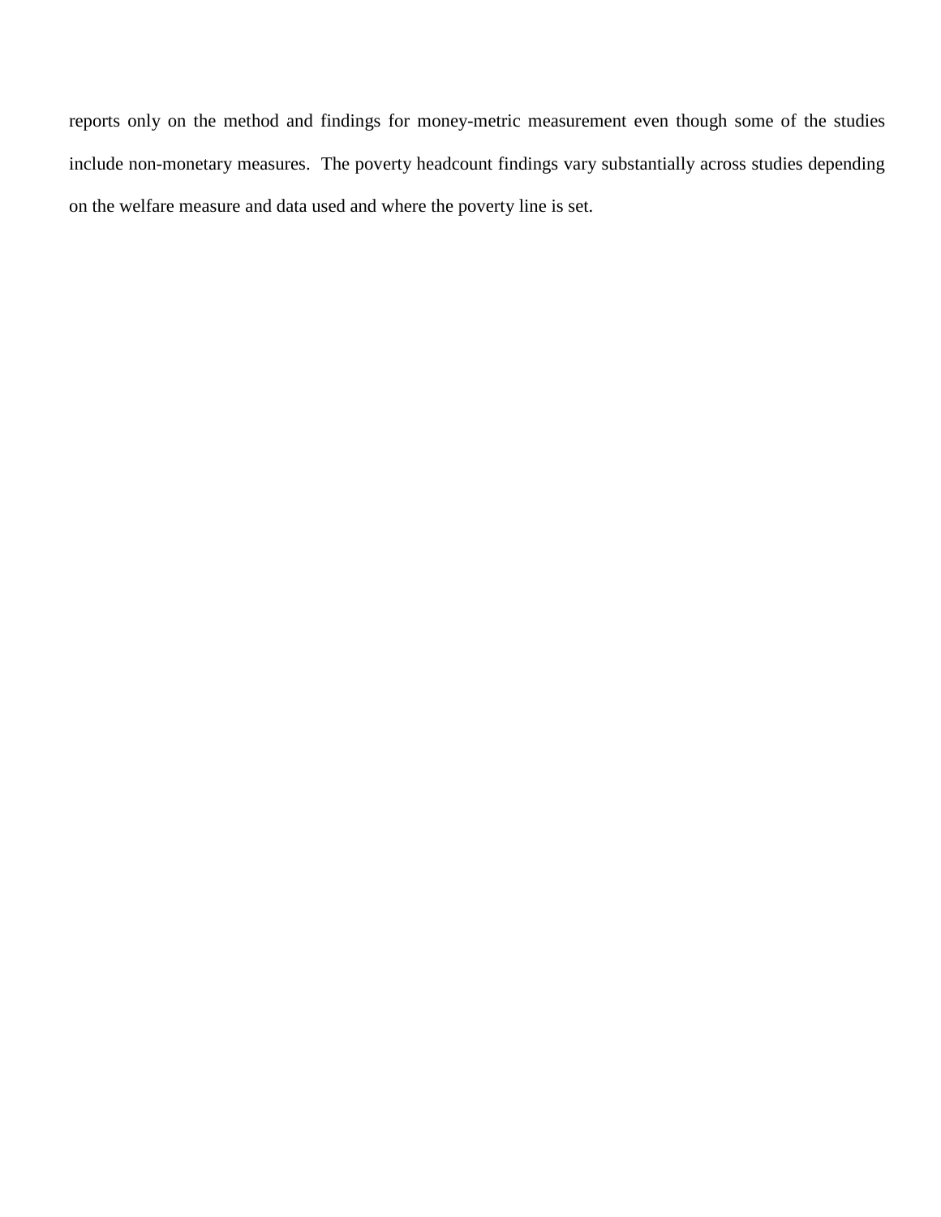reports only on the method and findings for money-metric measurement even though some of the studies include non-monetary measures.  The poverty headcount findings vary substantially across studies depending on the welfare measure and data used and where the poverty line is set.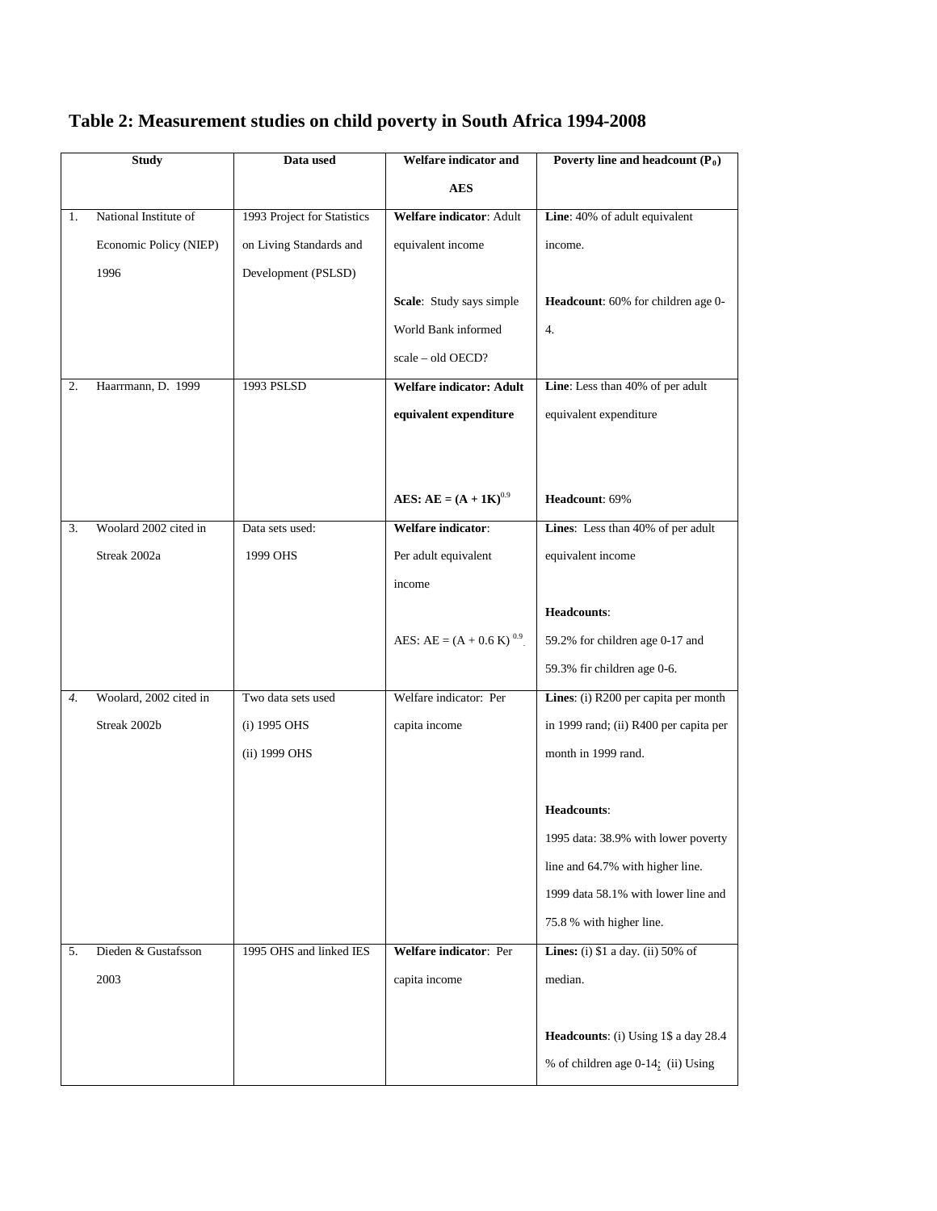## Table 2: Measurement studies on child poverty in South Africa 1994-2008

| Study | Data used | Welfare indicator and AES | Poverty line and headcount ($P_0$) |
|---|---|---|---|
| 1. National Institute of Economic Policy (NIEP) 1996 | 1993 Project for Statistics on Living Standards and Development (PSLSD) | **Welfare indicator**: Adult equivalent income<br><br>**Scale**: Study says simple World Bank informed scale – old OECD? | **Line**: 40% of adult equivalent income.<br><br>**Headcount**: 60% for children age 0-4. |
| 2. Haarrmann, D. 1999 | 1993 PSLSD | **Welfare indicator: Adult equivalent expenditure**<br><br>**AES: $AE = (A + 1K)^{0.9}$** | **Line**: Less than 40% of per adult equivalent expenditure<br><br>**Headcount**: 69% |
| 3. Woolard 2002 cited in Streak 2002a | Data sets used: 1999 OHS | **Welfare indicator**: Per adult equivalent income<br><br>AES: $AE = (A + 0.6\ K)^{0.9}$. | **Lines**: Less than 40% of per adult equivalent income<br><br>**Headcounts**: 59.2% for children age 0-17 and 59.3% fir children age 0-6. |
| *4.* Woolard, 2002 cited in Streak 2002b | Two data sets used (i) 1995 OHS (ii) 1999 OHS | Welfare indicator: Per capita income | **Lines**: (i) R200 per capita per month in 1999 rand; (ii) R400 per capita per month in 1999 rand.<br><br>**Headcounts**: 1995 data: 38.9% with lower poverty line and 64.7% with higher line. 1999 data 58.1% with lower line and 75.8 % with higher line. |
| 5. Dieden & Gustafsson 2003 | 1995 OHS and linked IES | **Welfare indicator**: Per capita income | **Lines:** (i) $1 a day. (ii) 50% of median.<br><br>**Headcounts**: (i) Using 1$ a day 28.4 % of children age 0-14; (ii) Using |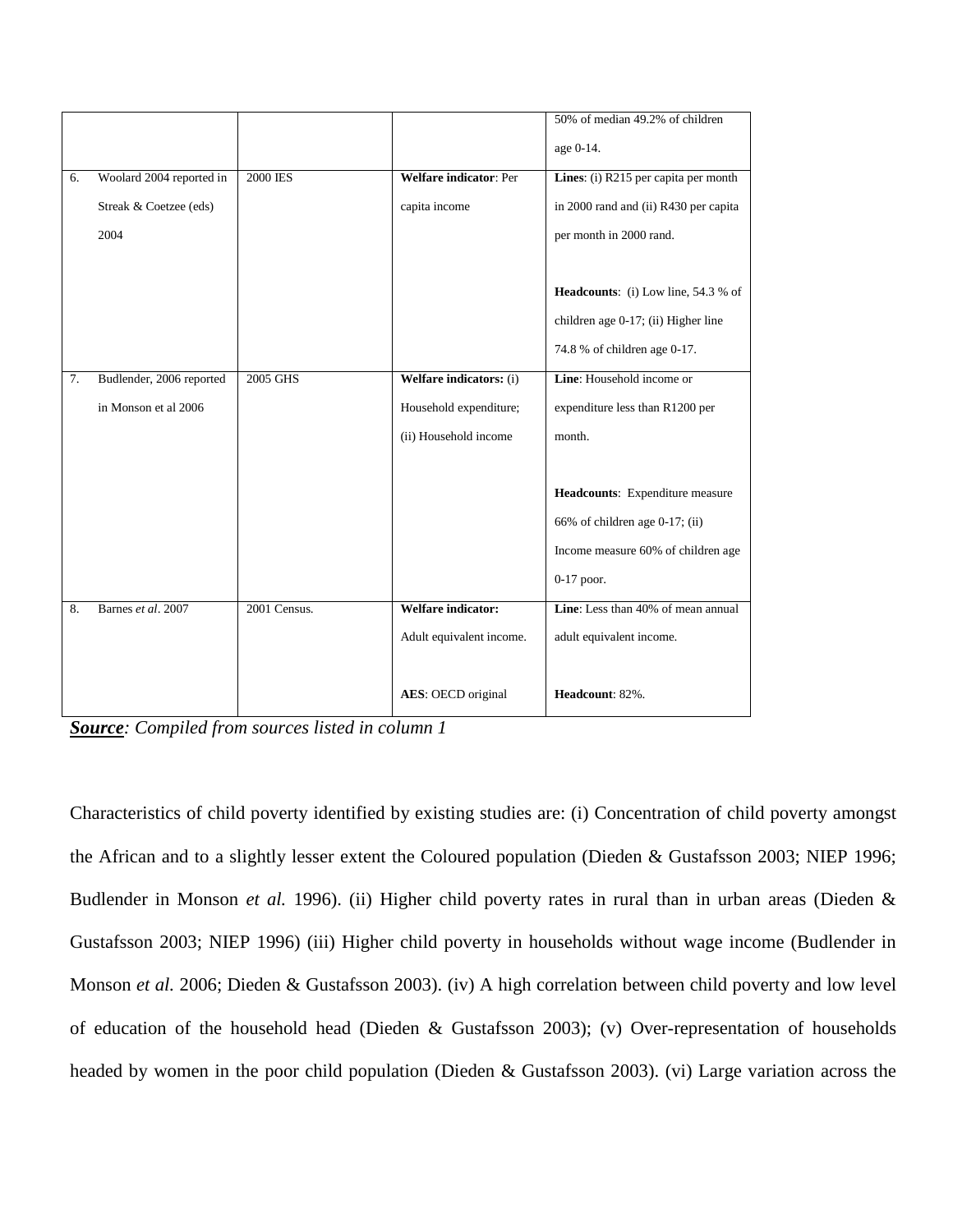| | | | | |
|---|---|---|---|---|
| | | | | 50% of median 49.2% of children age 0-14. |
| 6. | Woolard 2004 reported in Streak & Coetzee (eds) 2004 | 2000 IES | **Welfare indicator**: Per capita income | **Lines**: (i) R215 per capita per month in 2000 rand and (ii) R430 per capita per month in 2000 rand.<br><br>**Headcounts**: (i) Low line, 54.3 % of children age 0-17; (ii) Higher line 74.8 % of children age 0-17. |
| 7. | Budlender, 2006 reported in Monson et al 2006 | 2005 GHS | **Welfare indicators:** (i) Household expenditure; (ii) Household income | **Line**: Household income or expenditure less than R1200 per month.<br><br>**Headcounts**: Expenditure measure 66% of children age 0-17; (ii) Income measure 60% of children age 0-17 poor. |
| 8. | Barnes *et al*. 2007 | 2001 Census. | **Welfare indicator:** Adult equivalent income.<br><br>**AES**: OECD original | **Line**: Less than 40% of mean annual adult equivalent income.<br><br>**Headcount**: 82%. |

***Source**: Compiled from sources listed in column 1*

Characteristics of child poverty identified by existing studies are: (i) Concentration of child poverty amongst the African and to a slightly lesser extent the Coloured population (Dieden & Gustafsson 2003; NIEP 1996; Budlender in Monson *et al.* 1996). (ii) Higher child poverty rates in rural than in urban areas (Dieden & Gustafsson 2003; NIEP 1996) (iii) Higher child poverty in households without wage income (Budlender in Monson *et al.* 2006; Dieden & Gustafsson 2003). (iv) A high correlation between child poverty and low level of education of the household head (Dieden & Gustafsson 2003); (v) Over-representation of households headed by women in the poor child population (Dieden & Gustafsson 2003). (vi) Large variation across the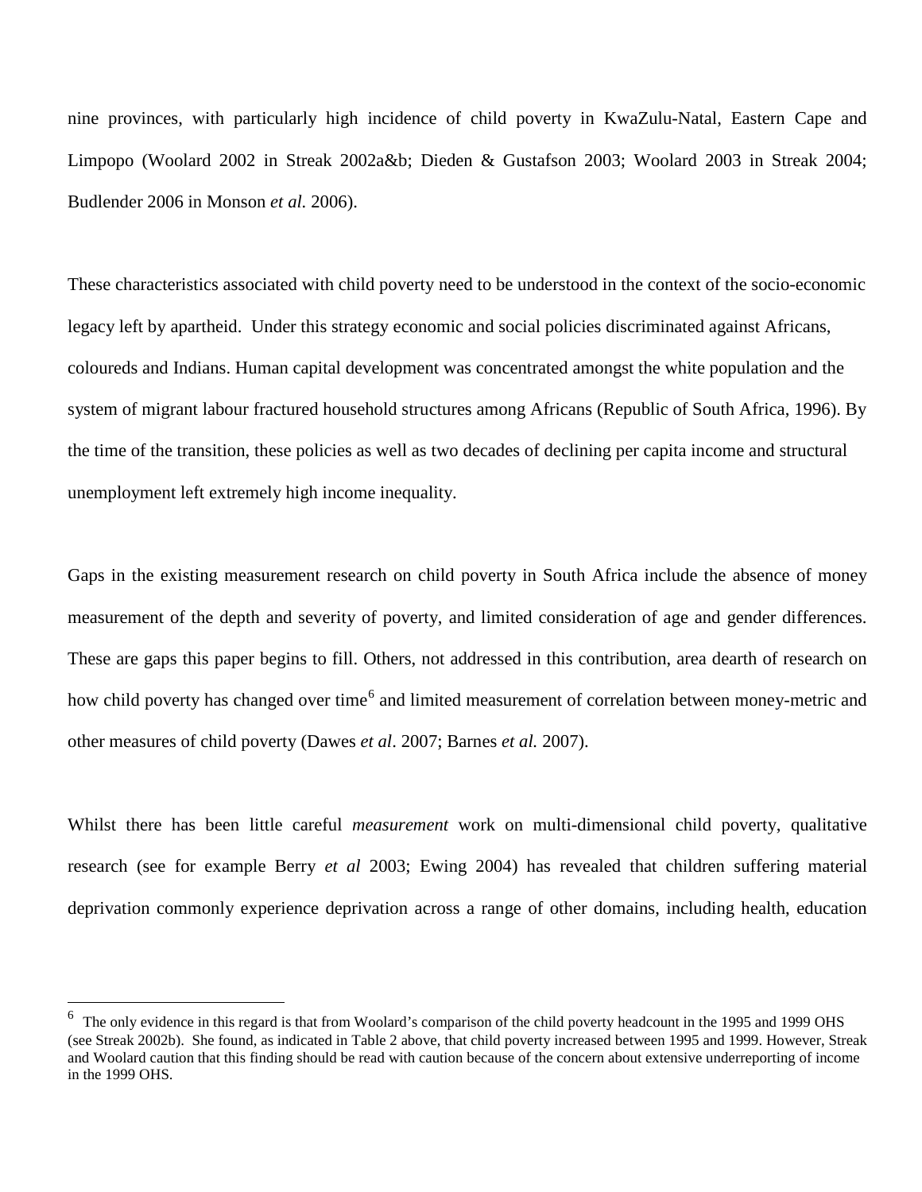nine provinces, with particularly high incidence of child poverty in KwaZulu-Natal, Eastern Cape and Limpopo (Woolard 2002 in Streak 2002a&b; Dieden & Gustafson 2003; Woolard 2003 in Streak 2004; Budlender 2006 in Monson *et al.* 2006).

These characteristics associated with child poverty need to be understood in the context of the socio-economic legacy left by apartheid. Under this strategy economic and social policies discriminated against Africans, coloureds and Indians. Human capital development was concentrated amongst the white population and the system of migrant labour fractured household structures among Africans (Republic of South Africa, 1996). By the time of the transition, these policies as well as two decades of declining per capita income and structural unemployment left extremely high income inequality.

Gaps in the existing measurement research on child poverty in South Africa include the absence of money measurement of the depth and severity of poverty, and limited consideration of age and gender differences. These are gaps this paper begins to fill. Others, not addressed in this contribution, area dearth of research on how child poverty has changed over time[6] and limited measurement of correlation between money-metric and other measures of child poverty (Dawes *et al*. 2007; Barnes *et al.* 2007).

Whilst there has been little careful *measurement* work on multi-dimensional child poverty, qualitative research (see for example Berry *et al* 2003; Ewing 2004) has revealed that children suffering material deprivation commonly experience deprivation across a range of other domains, including health, education

[6] The only evidence in this regard is that from Woolard's comparison of the child poverty headcount in the 1995 and 1999 OHS (see Streak 2002b). She found, as indicated in Table 2 above, that child poverty increased between 1995 and 1999. However, Streak and Woolard caution that this finding should be read with caution because of the concern about extensive underreporting of income in the 1999 OHS.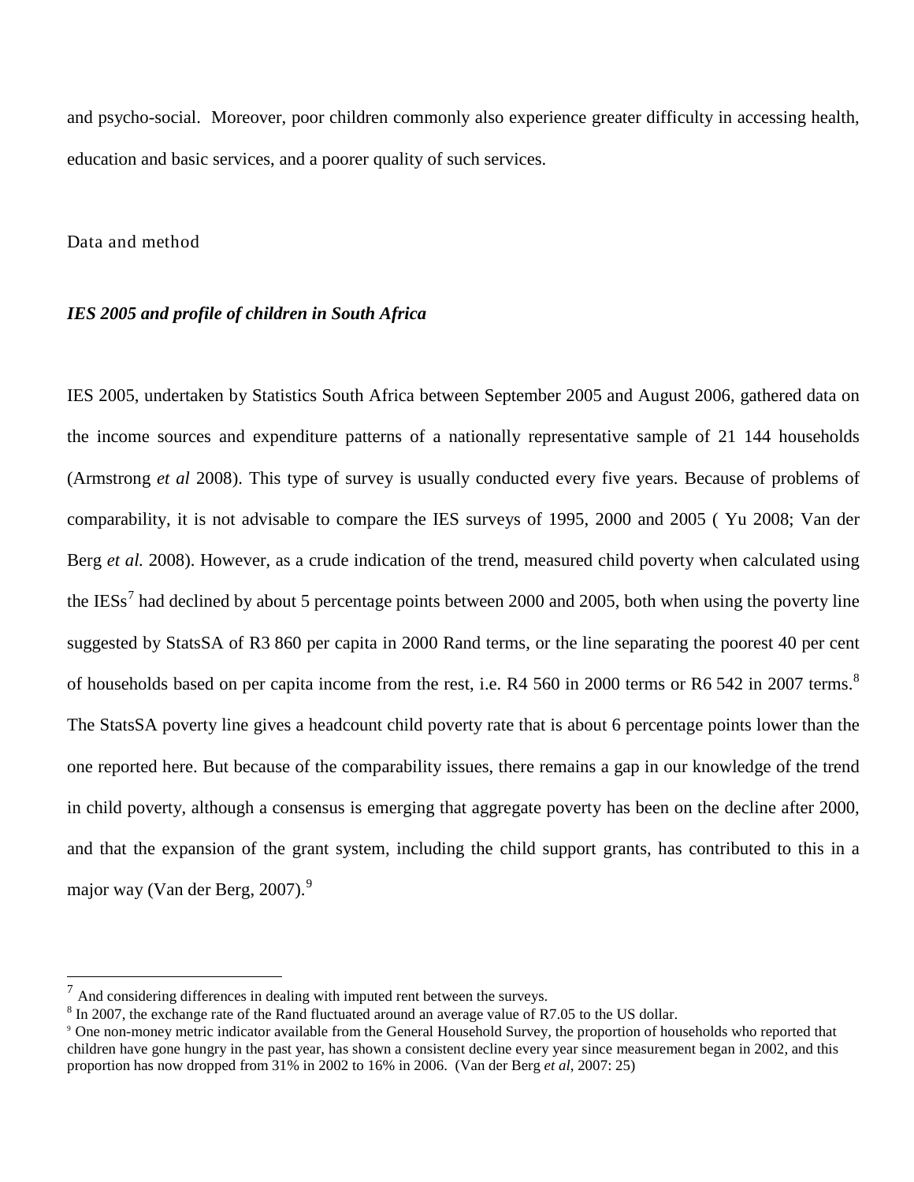and psycho-social. Moreover, poor children commonly also experience greater difficulty in accessing health, education and basic services, and a poorer quality of such services.

## Data and method

### *IES 2005 and profile of children in South Africa*

IES 2005, undertaken by Statistics South Africa between September 2005 and August 2006, gathered data on the income sources and expenditure patterns of a nationally representative sample of 21 144 households (Armstrong *et al* 2008). This type of survey is usually conducted every five years. Because of problems of comparability, it is not advisable to compare the IES surveys of 1995, 2000 and 2005 ( Yu 2008; Van der Berg *et al.* 2008). However, as a crude indication of the trend, measured child poverty when calculated using the IESs[7] had declined by about 5 percentage points between 2000 and 2005, both when using the poverty line suggested by StatsSA of R3 860 per capita in 2000 Rand terms, or the line separating the poorest 40 per cent of households based on per capita income from the rest, i.e. R4 560 in 2000 terms or R6 542 in 2007 terms.[8] The StatsSA poverty line gives a headcount child poverty rate that is about 6 percentage points lower than the one reported here. But because of the comparability issues, there remains a gap in our knowledge of the trend in child poverty, although a consensus is emerging that aggregate poverty has been on the decline after 2000, and that the expansion of the grant system, including the child support grants, has contributed to this in a major way (Van der Berg, 2007).[9]

---

[7] And considering differences in dealing with imputed rent between the surveys.

[8] In 2007, the exchange rate of the Rand fluctuated around an average value of R7.05 to the US dollar.

[9] One non-money metric indicator available from the General Household Survey, the proportion of households who reported that children have gone hungry in the past year, has shown a consistent decline every year since measurement began in 2002, and this proportion has now dropped from 31% in 2002 to 16% in 2006. (Van der Berg *et al*, 2007: 25)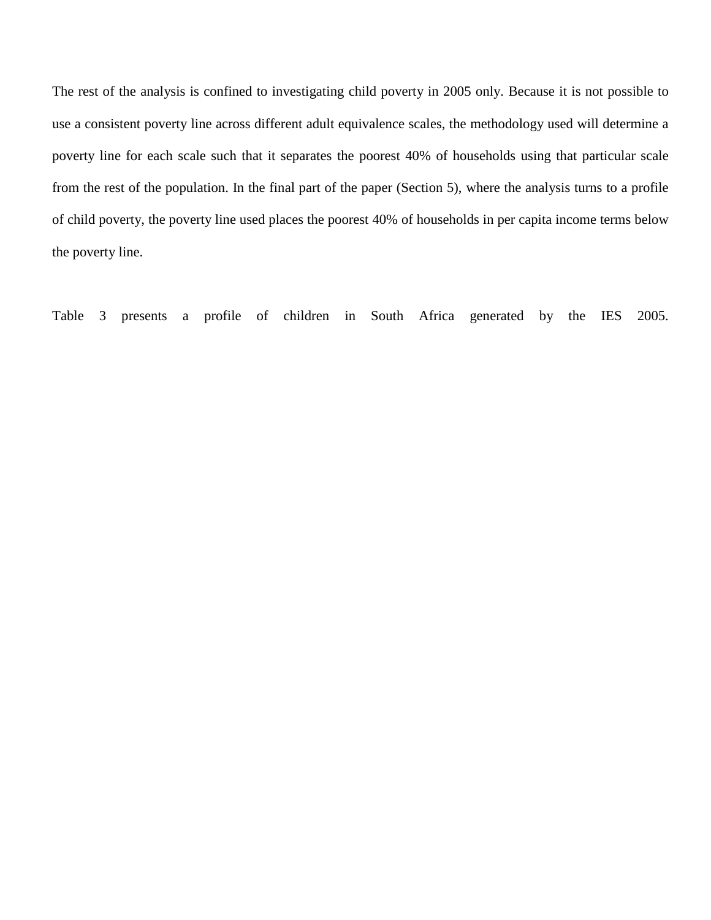The rest of the analysis is confined to investigating child poverty in 2005 only. Because it is not possible to use a consistent poverty line across different adult equivalence scales, the methodology used will determine a poverty line for each scale such that it separates the poorest 40% of households using that particular scale from the rest of the population. In the final part of the paper (Section 5), where the analysis turns to a profile of child poverty, the poverty line used places the poorest 40% of households in per capita income terms below the poverty line.

Table 3 presents a profile of children in South Africa generated by the IES 2005.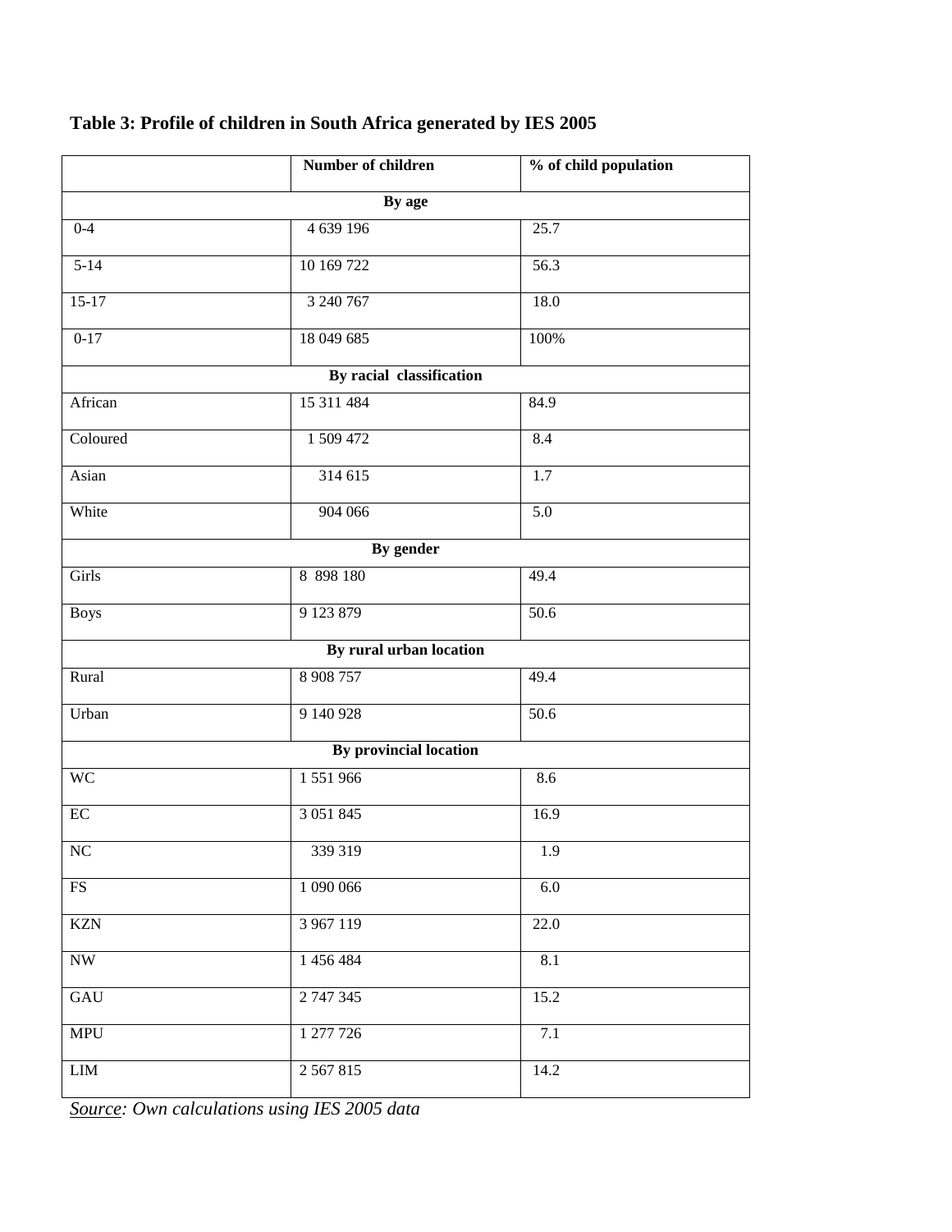**Table 3: Profile of children in South Africa generated by IES 2005**

| | Number of children | % of child population |
|---|---|---|
| **By age** | | |
| 0-4 | 4 639 196 | 25.7 |
| 5-14 | 10 169 722 | 56.3 |
| 15-17 | 3 240 767 | 18.0 |
| 0-17 | 18 049 685 | 100% |
| **By racial classification** | | |
| African | 15 311 484 | 84.9 |
| Coloured | 1 509 472 | 8.4 |
| Asian | 314 615 | 1.7 |
| White | 904 066 | 5.0 |
| **By gender** | | |
| Girls | 8 898 180 | 49.4 |
| Boys | 9 123 879 | 50.6 |
| **By rural urban location** | | |
| Rural | 8 908 757 | 49.4 |
| Urban | 9 140 928 | 50.6 |
| **By provincial location** | | |
| WC | 1 551 966 | 8.6 |
| EC | 3 051 845 | 16.9 |
| NC | 339 319 | 1.9 |
| FS | 1 090 066 | 6.0 |
| KZN | 3 967 119 | 22.0 |
| NW | 1 456 484 | 8.1 |
| GAU | 2 747 345 | 15.2 |
| MPU | 1 277 726 | 7.1 |
| LIM | 2 567 815 | 14.2 |

*Source: Own calculations using IES 2005 data*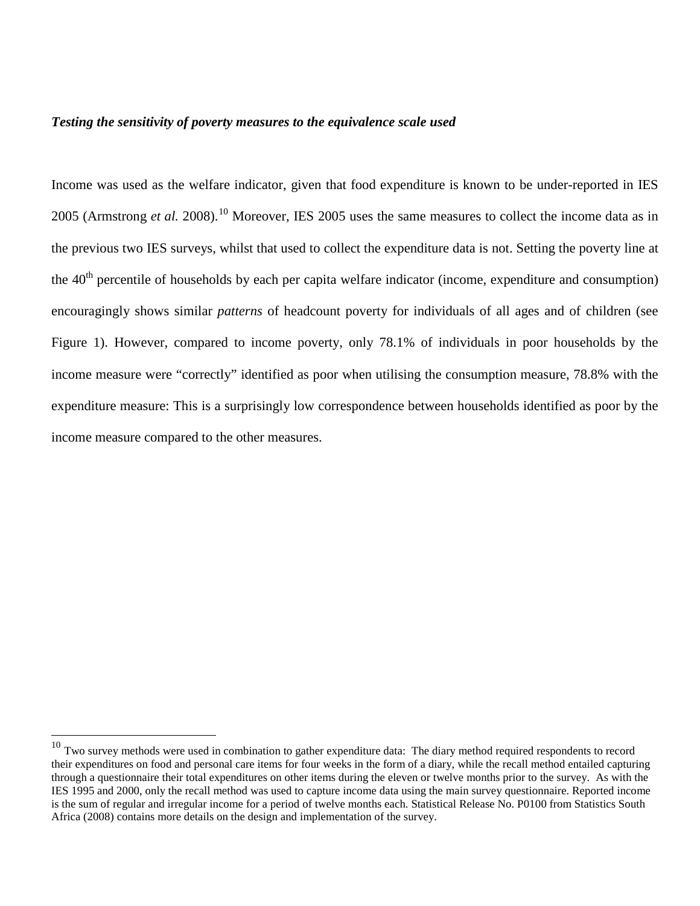***Testing the sensitivity of poverty measures to the equivalence scale used***

Income was used as the welfare indicator, given that food expenditure is known to be under-reported in IES 2005 (Armstrong *et al.* 2008).[10] Moreover, IES 2005 uses the same measures to collect the income data as in the previous two IES surveys, whilst that used to collect the expenditure data is not. Setting the poverty line at the 40th percentile of households by each per capita welfare indicator (income, expenditure and consumption) encouragingly shows similar *patterns* of headcount poverty for individuals of all ages and of children (see Figure 1). However, compared to income poverty, only 78.1% of individuals in poor households by the income measure were "correctly" identified as poor when utilising the consumption measure, 78.8% with the expenditure measure: This is a surprisingly low correspondence between households identified as poor by the income measure compared to the other measures.

---

[10] Two survey methods were used in combination to gather expenditure data: The diary method required respondents to record their expenditures on food and personal care items for four weeks in the form of a diary, while the recall method entailed capturing through a questionnaire their total expenditures on other items during the eleven or twelve months prior to the survey. As with the IES 1995 and 2000, only the recall method was used to capture income data using the main survey questionnaire. Reported income is the sum of regular and irregular income for a period of twelve months each. Statistical Release No. P0100 from Statistics South Africa (2008) contains more details on the design and implementation of the survey.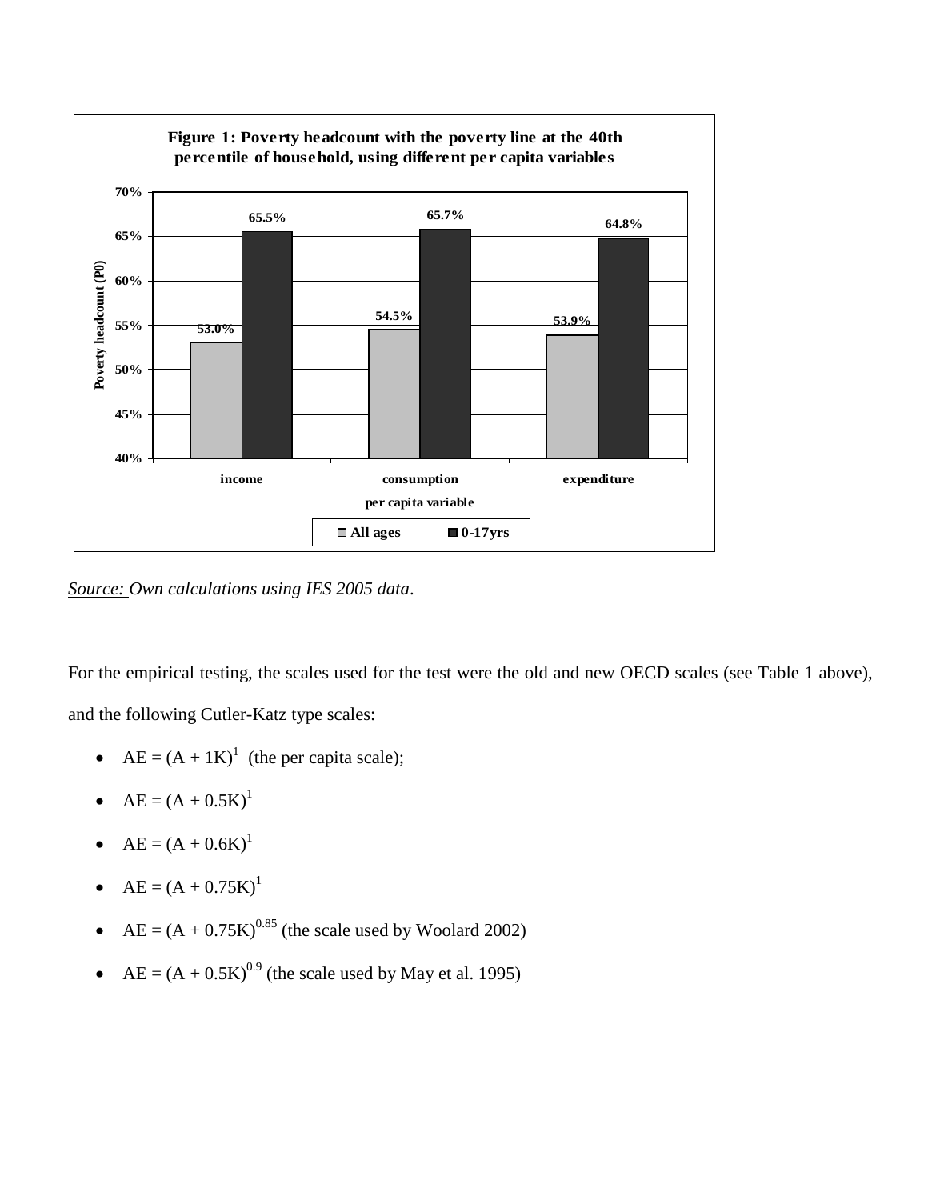**Figure 1: Poverty headcount with the poverty line at the 40th percentile of household, using different per capita variables**

| per capita variable | All ages | 0-17yrs |
|---|---|---|
| income | 53.0% | 65.5% |
| consumption | 54.5% | 65.7% |
| expenditure | 53.9% | 64.8% |

*Source: Own calculations using IES 2005 data.*

For the empirical testing, the scales used for the test were the old and new OECD scales (see Table 1 above), and the following Cutler-Katz type scales:

- $AE = (A + 1K)^1$ (the per capita scale);
- $AE = (A + 0.5K)^1$
- $AE = (A + 0.6K)^1$
- $AE = (A + 0.75K)^1$
- $AE = (A + 0.75K)^{0.85}$ (the scale used by Woolard 2002)
- $AE = (A + 0.5K)^{0.9}$ (the scale used by May et al. 1995)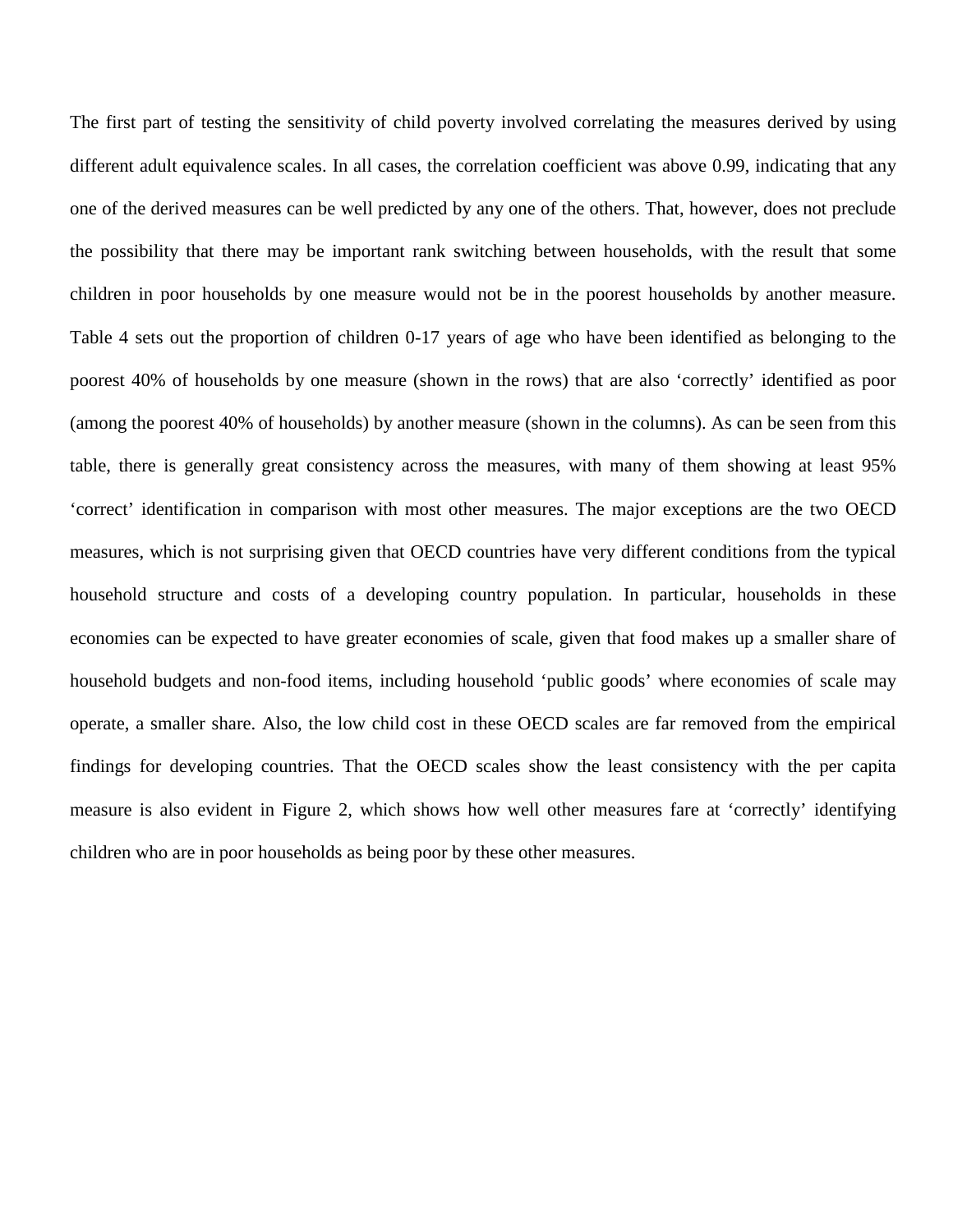The first part of testing the sensitivity of child poverty involved correlating the measures derived by using different adult equivalence scales. In all cases, the correlation coefficient was above 0.99, indicating that any one of the derived measures can be well predicted by any one of the others. That, however, does not preclude the possibility that there may be important rank switching between households, with the result that some children in poor households by one measure would not be in the poorest households by another measure. Table 4 sets out the proportion of children 0-17 years of age who have been identified as belonging to the poorest 40% of households by one measure (shown in the rows) that are also 'correctly' identified as poor (among the poorest 40% of households) by another measure (shown in the columns). As can be seen from this table, there is generally great consistency across the measures, with many of them showing at least 95% 'correct' identification in comparison with most other measures. The major exceptions are the two OECD measures, which is not surprising given that OECD countries have very different conditions from the typical household structure and costs of a developing country population. In particular, households in these economies can be expected to have greater economies of scale, given that food makes up a smaller share of household budgets and non-food items, including household 'public goods' where economies of scale may operate, a smaller share. Also, the low child cost in these OECD scales are far removed from the empirical findings for developing countries. That the OECD scales show the least consistency with the per capita measure is also evident in Figure 2, which shows how well other measures fare at 'correctly' identifying children who are in poor households as being poor by these other measures.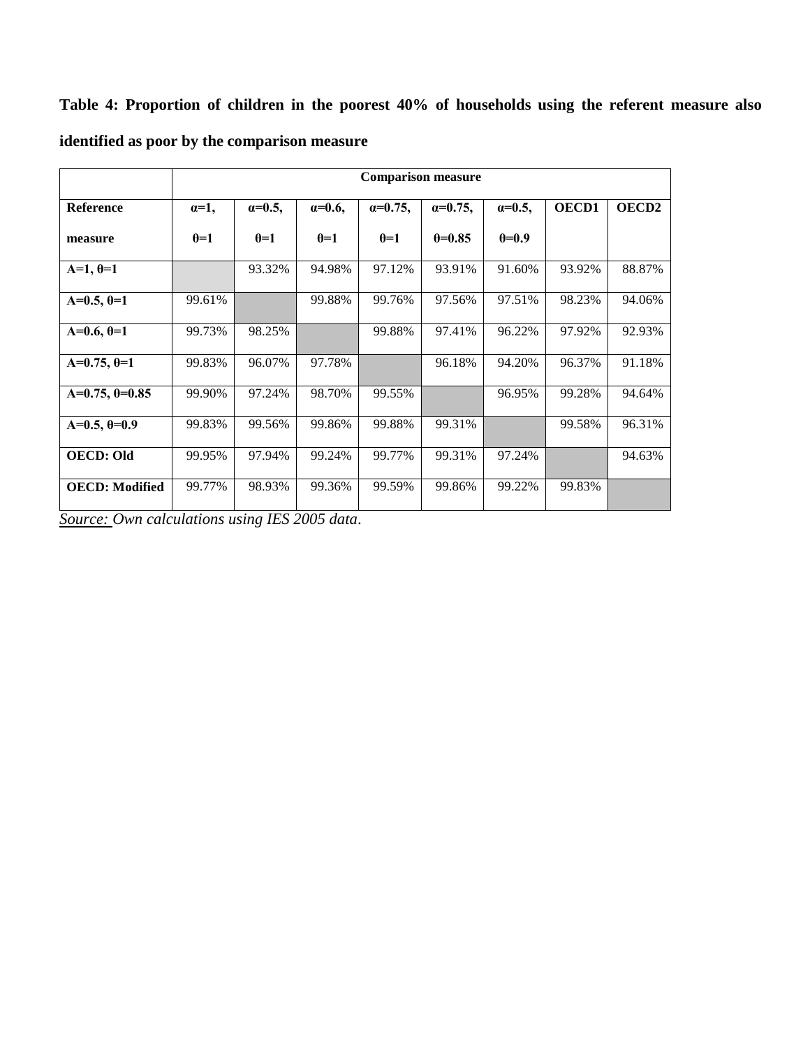**Table 4: Proportion of children in the poorest 40% of households using the referent measure also identified as poor by the comparison measure**

| | Comparison measure | | | | | | | |
|---|---|---|---|---|---|---|---|---|
| **Reference measure** | **α=1, θ=1** | **α=0.5, θ=1** | **α=0.6, θ=1** | **α=0.75, θ=1** | **α=0.75, θ=0.85** | **α=0.5, θ=0.9** | **OECD1** | **OECD2** |
| **A=1, θ=1** | | 93.32% | 94.98% | 97.12% | 93.91% | 91.60% | 93.92% | 88.87% |
| **A=0.5, θ=1** | 99.61% | | 99.88% | 99.76% | 97.56% | 97.51% | 98.23% | 94.06% |
| **A=0.6, θ=1** | 99.73% | 98.25% | | 99.88% | 97.41% | 96.22% | 97.92% | 92.93% |
| **A=0.75, θ=1** | 99.83% | 96.07% | 97.78% | | 96.18% | 94.20% | 96.37% | 91.18% |
| **A=0.75, θ=0.85** | 99.90% | 97.24% | 98.70% | 99.55% | | 96.95% | 99.28% | 94.64% |
| **A=0.5, θ=0.9** | 99.83% | 99.56% | 99.86% | 99.88% | 99.31% | | 99.58% | 96.31% |
| **OECD: Old** | 99.95% | 97.94% | 99.24% | 99.77% | 99.31% | 97.24% | | 94.63% |
| **OECD: Modified** | 99.77% | 98.93% | 99.36% | 99.59% | 99.86% | 99.22% | 99.83% | |

*Source: Own calculations using IES 2005 data*.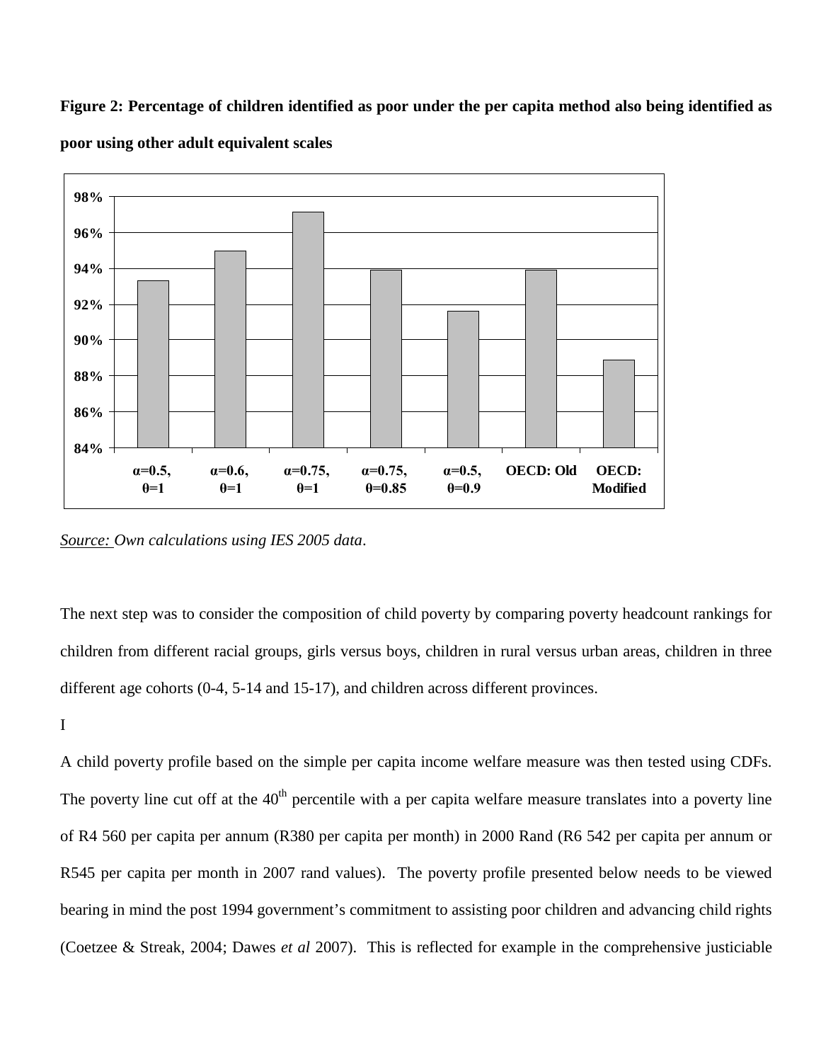**Figure 2: Percentage of children identified as poor under the per capita method also being identified as poor using other adult equivalent scales**

*Source:* *Own calculations using IES 2005 data*.

The next step was to consider the composition of child poverty by comparing poverty headcount rankings for children from different racial groups, girls versus boys, children in rural versus urban areas, children in three different age cohorts (0-4, 5-14 and 15-17), and children across different provinces.

I

A child poverty profile based on the simple per capita income welfare measure was then tested using CDFs. The poverty line cut off at the 40th percentile with a per capita welfare measure translates into a poverty line of R4 560 per capita per annum (R380 per capita per month) in 2000 Rand (R6 542 per capita per annum or R545 per capita per month in 2007 rand values). The poverty profile presented below needs to be viewed bearing in mind the post 1994 government's commitment to assisting poor children and advancing child rights (Coetzee & Streak, 2004; Dawes *et al* 2007). This is reflected for example in the comprehensive justiciable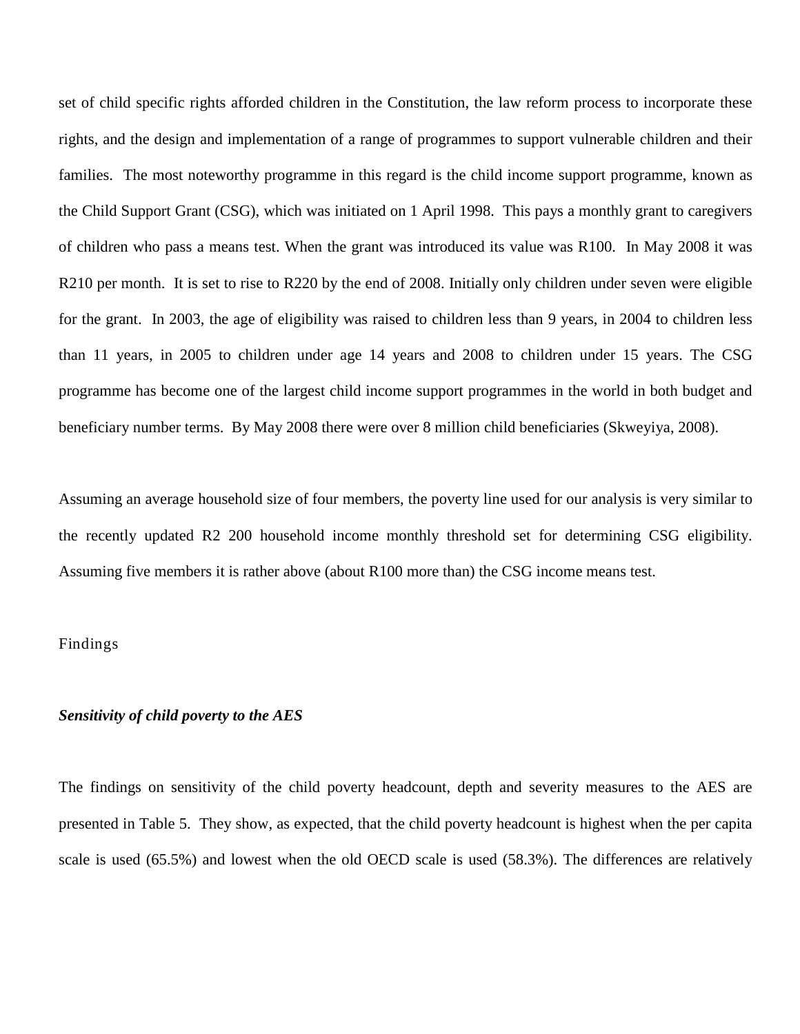set of child specific rights afforded children in the Constitution, the law reform process to incorporate these rights, and the design and implementation of a range of programmes to support vulnerable children and their families. The most noteworthy programme in this regard is the child income support programme, known as the Child Support Grant (CSG), which was initiated on 1 April 1998. This pays a monthly grant to caregivers of children who pass a means test. When the grant was introduced its value was R100. In May 2008 it was R210 per month. It is set to rise to R220 by the end of 2008. Initially only children under seven were eligible for the grant. In 2003, the age of eligibility was raised to children less than 9 years, in 2004 to children less than 11 years, in 2005 to children under age 14 years and 2008 to children under 15 years. The CSG programme has become one of the largest child income support programmes in the world in both budget and beneficiary number terms. By May 2008 there were over 8 million child beneficiaries (Skweyiya, 2008).

Assuming an average household size of four members, the poverty line used for our analysis is very similar to the recently updated R2 200 household income monthly threshold set for determining CSG eligibility. Assuming five members it is rather above (about R100 more than) the CSG income means test.

## Findings

### *Sensitivity of child poverty to the AES*

The findings on sensitivity of the child poverty headcount, depth and severity measures to the AES are presented in Table 5. They show, as expected, that the child poverty headcount is highest when the per capita scale is used (65.5%) and lowest when the old OECD scale is used (58.3%). The differences are relatively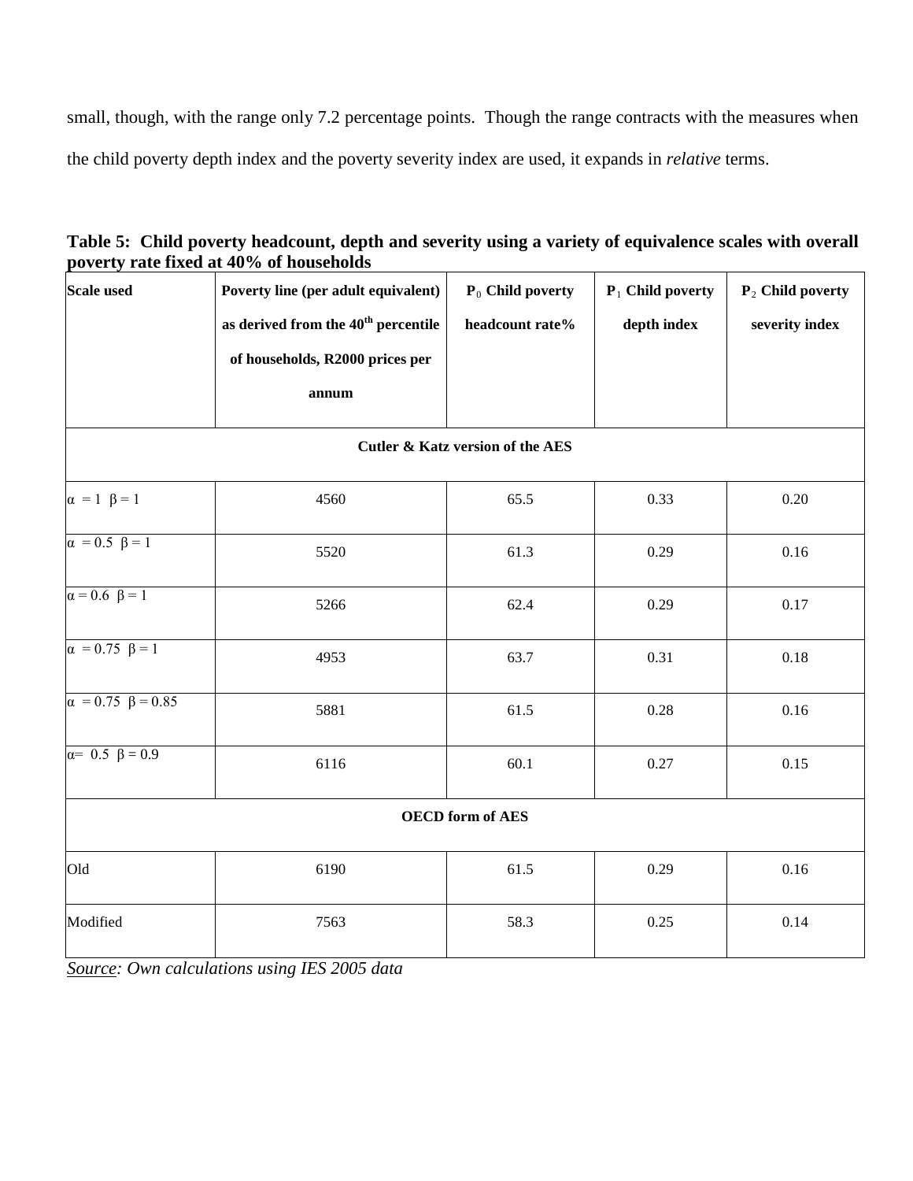small, though, with the range only 7.2 percentage points. Though the range contracts with the measures when the child poverty depth index and the poverty severity index are used, it expands in *relative* terms.

**Table 5: Child poverty headcount, depth and severity using a variety of equivalence scales with overall poverty rate fixed at 40% of households**

| Scale used | Poverty line (per adult equivalent) as derived from the 40th percentile of households, R2000 prices per annum | $P_0$ Child poverty headcount rate% | $P_1$ Child poverty depth index | $P_2$ Child poverty severity index |
|---|---|---|---|---|
| **Cutler & Katz version of the AES** | | | | |
| $\alpha = 1$ $\beta = 1$ | 4560 | 65.5 | 0.33 | 0.20 |
| $\alpha = 0.5$ $\beta = 1$ | 5520 | 61.3 | 0.29 | 0.16 |
| $\alpha = 0.6$ $\beta = 1$ | 5266 | 62.4 | 0.29 | 0.17 |
| $\alpha = 0.75$ $\beta = 1$ | 4953 | 63.7 | 0.31 | 0.18 |
| $\alpha = 0.75$ $\beta = 0.85$ | 5881 | 61.5 | 0.28 | 0.16 |
| $\alpha = 0.5$ $\beta = 0.9$ | 6116 | 60.1 | 0.27 | 0.15 |
| **OECD form of AES** | | | | |
| Old | 6190 | 61.5 | 0.29 | 0.16 |
| Modified | 7563 | 58.3 | 0.25 | 0.14 |

*Source: Own calculations using IES 2005 data*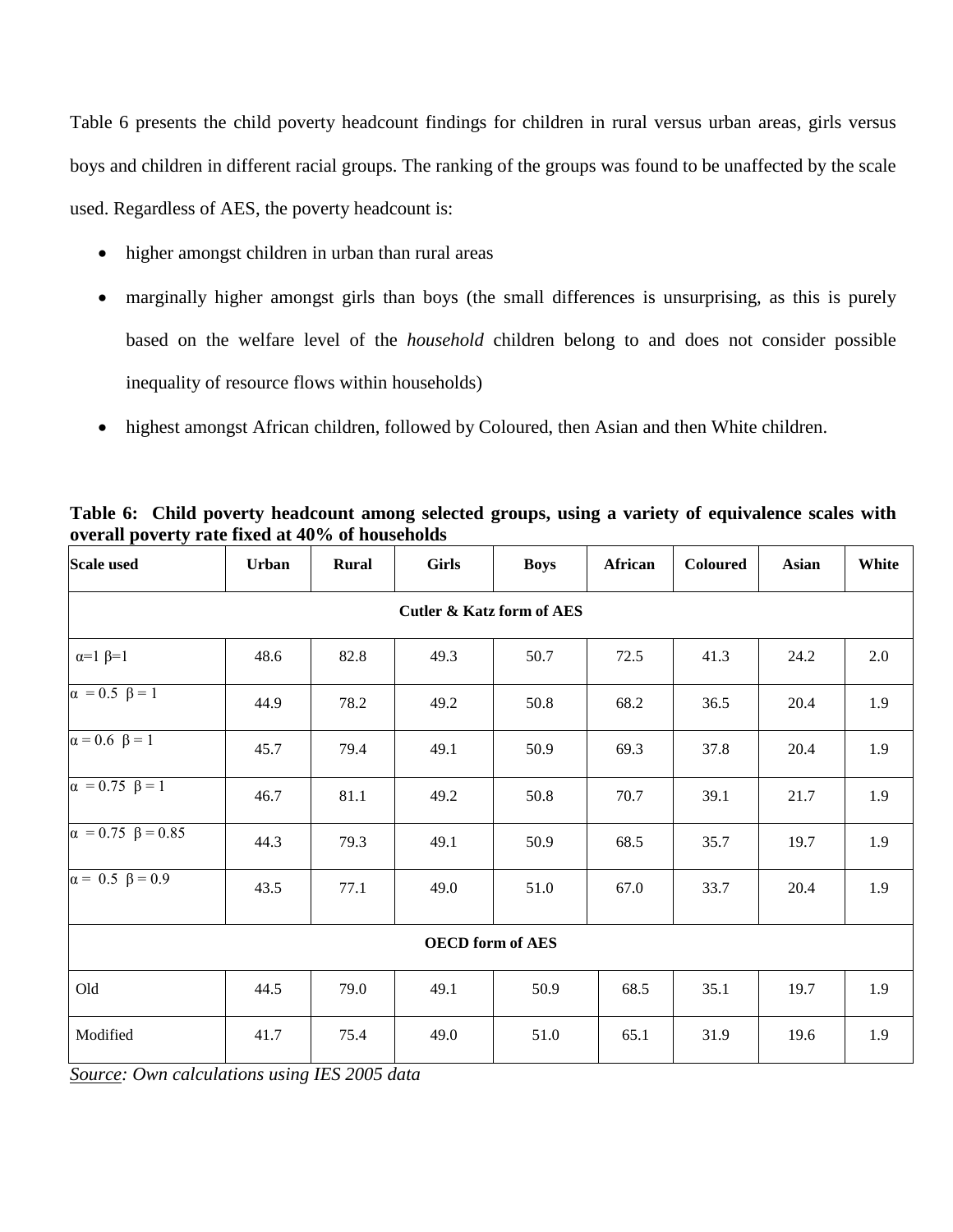Table 6 presents the child poverty headcount findings for children in rural versus urban areas, girls versus boys and children in different racial groups. The ranking of the groups was found to be unaffected by the scale used. Regardless of AES, the poverty headcount is:

- higher amongst children in urban than rural areas
- marginally higher amongst girls than boys (the small differences is unsurprising, as this is purely based on the welfare level of the *household* children belong to and does not consider possible inequality of resource flows within households)
- highest amongst African children, followed by Coloured, then Asian and then White children.

**Table 6: Child poverty headcount among selected groups, using a variety of equivalence scales with overall poverty rate fixed at 40% of households**

| Scale used | Urban | Rural | Girls | Boys | African | Coloured | Asian | White |
|---|---|---|---|---|---|---|---|---|
| **Cutler & Katz form of AES** | | | | | | | | |
| $\alpha$=1 $\beta$=1 | 48.6 | 82.8 | 49.3 | 50.7 | 72.5 | 41.3 | 24.2 | 2.0 |
| $\alpha$ = 0.5 $\beta$ = 1 | 44.9 | 78.2 | 49.2 | 50.8 | 68.2 | 36.5 | 20.4 | 1.9 |
| $\alpha$ = 0.6 $\beta$ = 1 | 45.7 | 79.4 | 49.1 | 50.9 | 69.3 | 37.8 | 20.4 | 1.9 |
| $\alpha$ = 0.75 $\beta$ = 1 | 46.7 | 81.1 | 49.2 | 50.8 | 70.7 | 39.1 | 21.7 | 1.9 |
| $\alpha$ = 0.75 $\beta$ = 0.85 | 44.3 | 79.3 | 49.1 | 50.9 | 68.5 | 35.7 | 19.7 | 1.9 |
| $\alpha$ = 0.5 $\beta$ = 0.9 | 43.5 | 77.1 | 49.0 | 51.0 | 67.0 | 33.7 | 20.4 | 1.9 |
| **OECD form of AES** | | | | | | | | |
| Old | 44.5 | 79.0 | 49.1 | 50.9 | 68.5 | 35.1 | 19.7 | 1.9 |
| Modified | 41.7 | 75.4 | 49.0 | 51.0 | 65.1 | 31.9 | 19.6 | 1.9 |

*Source: Own calculations using IES 2005 data*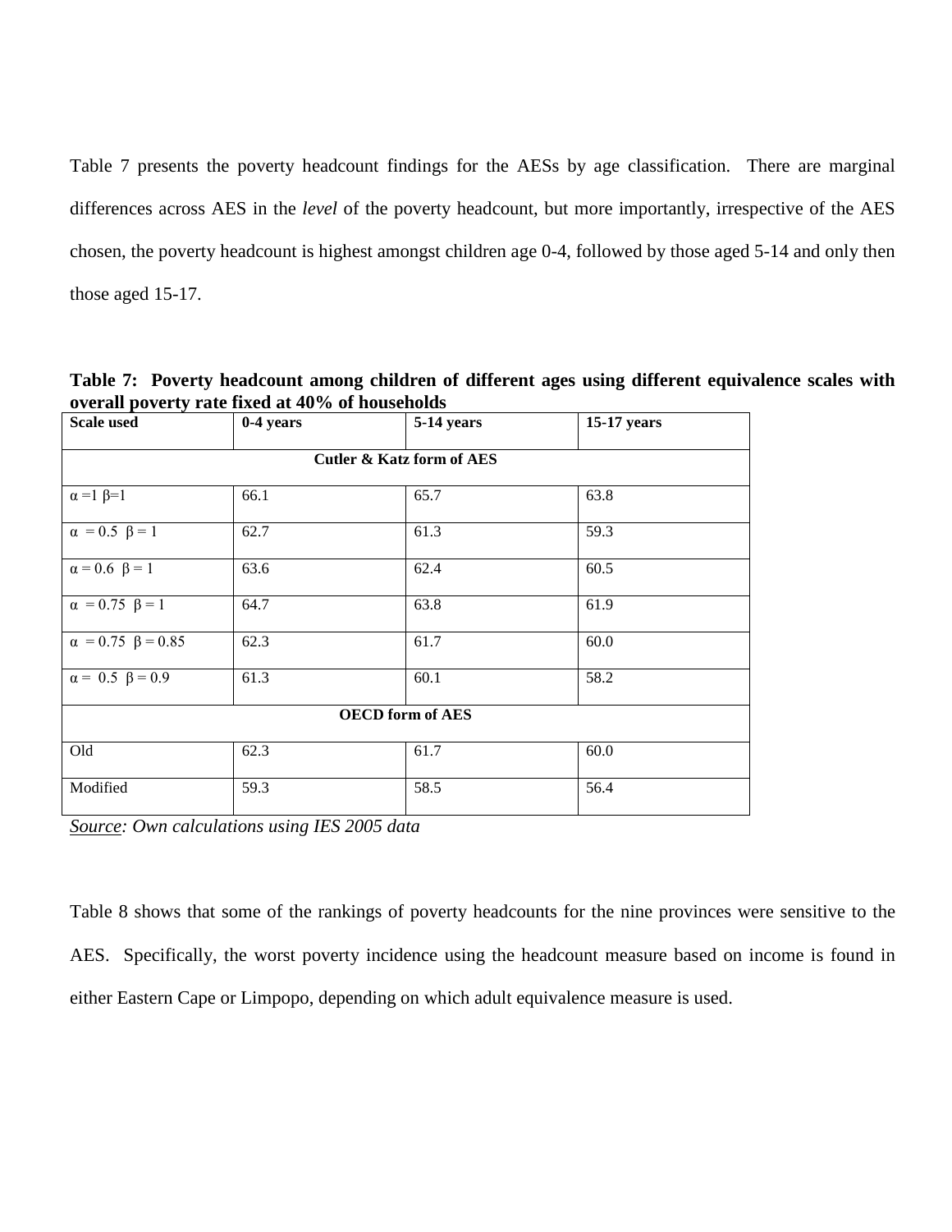Table 7 presents the poverty headcount findings for the AESs by age classification. There are marginal differences across AES in the *level* of the poverty headcount, but more importantly, irrespective of the AES chosen, the poverty headcount is highest amongst children age 0-4, followed by those aged 5-14 and only then those aged 15-17.

**Table 7: Poverty headcount among children of different ages using different equivalence scales with overall poverty rate fixed at 40% of households**

| Scale used | 0-4 years | 5-14 years | 15-17 years |
|---|---|---|---|
| **Cutler & Katz form of AES** | | | |
| $\alpha = 1$ $\beta = 1$ | 66.1 | 65.7 | 63.8 |
| $\alpha = 0.5$ $\beta = 1$ | 62.7 | 61.3 | 59.3 |
| $\alpha = 0.6$ $\beta = 1$ | 63.6 | 62.4 | 60.5 |
| $\alpha = 0.75$ $\beta = 1$ | 64.7 | 63.8 | 61.9 |
| $\alpha = 0.75$ $\beta = 0.85$ | 62.3 | 61.7 | 60.0 |
| $\alpha = 0.5$ $\beta = 0.9$ | 61.3 | 60.1 | 58.2 |
| **OECD form of AES** | | | |
| Old | 62.3 | 61.7 | 60.0 |
| Modified | 59.3 | 58.5 | 56.4 |

*Source: Own calculations using IES 2005 data*

Table 8 shows that some of the rankings of poverty headcounts for the nine provinces were sensitive to the AES. Specifically, the worst poverty incidence using the headcount measure based on income is found in either Eastern Cape or Limpopo, depending on which adult equivalence measure is used.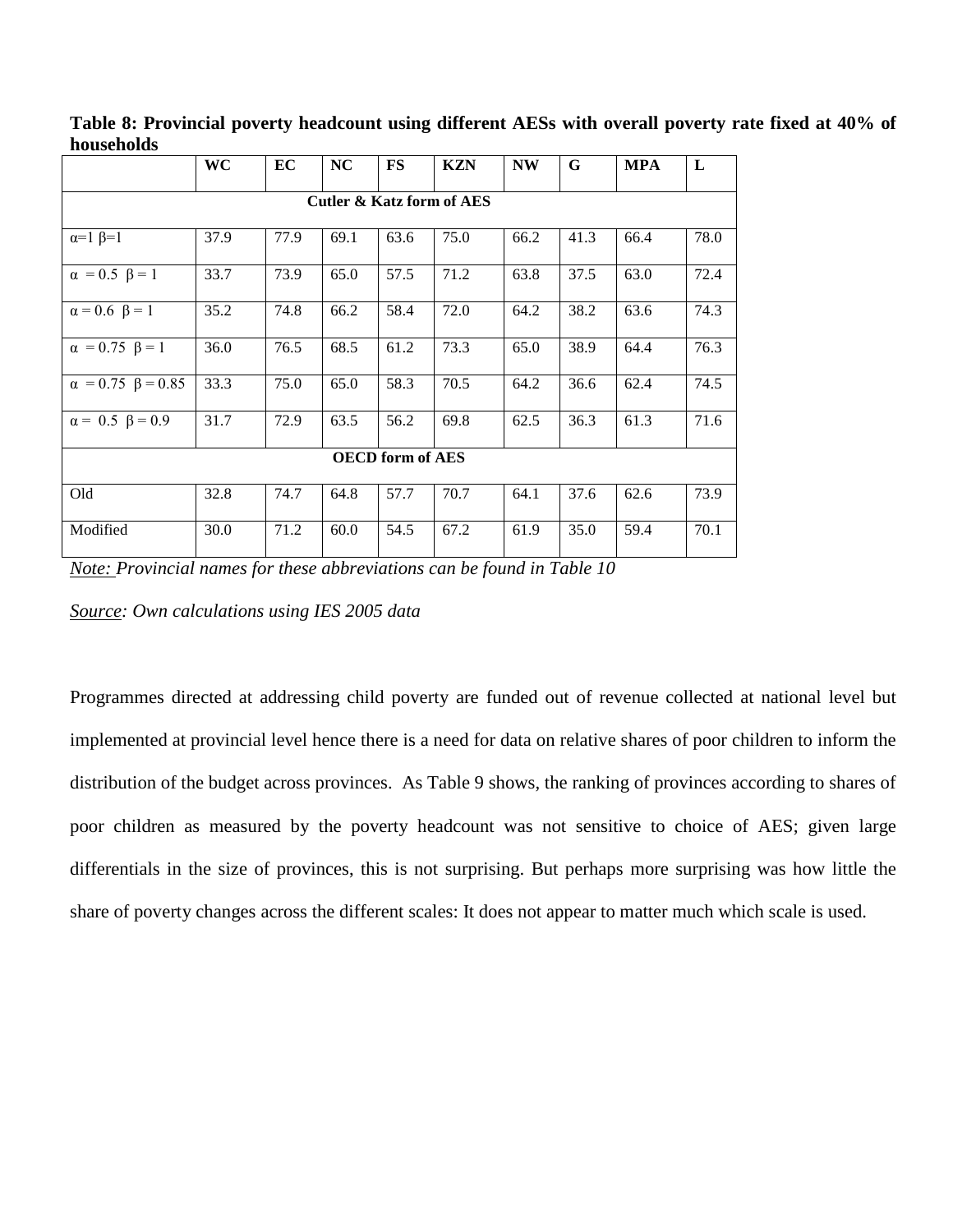**Table 8: Provincial poverty headcount using different AESs with overall poverty rate fixed at 40% of households**

| | WC | EC | NC | FS | KZN | NW | G | MPA | L |
|---|---|---|---|---|---|---|---|---|---|
| **Cutler & Katz form of AES** | | | | | | | | | |
| $\alpha$=1 $\beta$=1 | 37.9 | 77.9 | 69.1 | 63.6 | 75.0 | 66.2 | 41.3 | 66.4 | 78.0 |
| $\alpha$ = 0.5 $\beta$ = 1 | 33.7 | 73.9 | 65.0 | 57.5 | 71.2 | 63.8 | 37.5 | 63.0 | 72.4 |
| $\alpha$ = 0.6 $\beta$ = 1 | 35.2 | 74.8 | 66.2 | 58.4 | 72.0 | 64.2 | 38.2 | 63.6 | 74.3 |
| $\alpha$ = 0.75 $\beta$ = 1 | 36.0 | 76.5 | 68.5 | 61.2 | 73.3 | 65.0 | 38.9 | 64.4 | 76.3 |
| $\alpha$ = 0.75 $\beta$ = 0.85 | 33.3 | 75.0 | 65.0 | 58.3 | 70.5 | 64.2 | 36.6 | 62.4 | 74.5 |
| $\alpha$ = 0.5 $\beta$ = 0.9 | 31.7 | 72.9 | 63.5 | 56.2 | 69.8 | 62.5 | 36.3 | 61.3 | 71.6 |
| **OECD form of AES** | | | | | | | | | |
| Old | 32.8 | 74.7 | 64.8 | 57.7 | 70.7 | 64.1 | 37.6 | 62.6 | 73.9 |
| Modified | 30.0 | 71.2 | 60.0 | 54.5 | 67.2 | 61.9 | 35.0 | 59.4 | 70.1 |

*Note: Provincial names for these abbreviations can be found in Table 10*

*Source: Own calculations using IES 2005 data*

Programmes directed at addressing child poverty are funded out of revenue collected at national level but implemented at provincial level hence there is a need for data on relative shares of poor children to inform the distribution of the budget across provinces. As Table 9 shows, the ranking of provinces according to shares of poor children as measured by the poverty headcount was not sensitive to choice of AES; given large differentials in the size of provinces, this is not surprising. But perhaps more surprising was how little the share of poverty changes across the different scales: It does not appear to matter much which scale is used.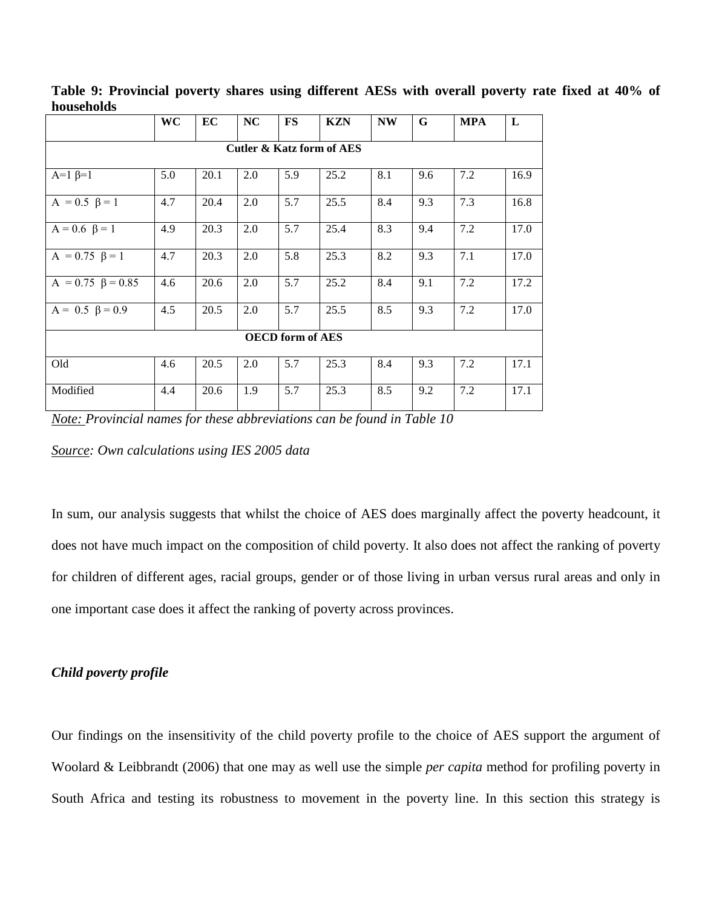**Table 9: Provincial poverty shares using different AESs with overall poverty rate fixed at 40% of households**

| | WC | EC | NC | FS | KZN | NW | G | MPA | L |
|---|---|---|---|---|---|---|---|---|---|
| **Cutler & Katz form of AES** | | | | | | | | | |
| A=1 β=1 | 5.0 | 20.1 | 2.0 | 5.9 | 25.2 | 8.1 | 9.6 | 7.2 | 16.9 |
| A = 0.5 β = 1 | 4.7 | 20.4 | 2.0 | 5.7 | 25.5 | 8.4 | 9.3 | 7.3 | 16.8 |
| A = 0.6 β = 1 | 4.9 | 20.3 | 2.0 | 5.7 | 25.4 | 8.3 | 9.4 | 7.2 | 17.0 |
| A = 0.75 β = 1 | 4.7 | 20.3 | 2.0 | 5.8 | 25.3 | 8.2 | 9.3 | 7.1 | 17.0 |
| A = 0.75 β = 0.85 | 4.6 | 20.6 | 2.0 | 5.7 | 25.2 | 8.4 | 9.1 | 7.2 | 17.2 |
| A = 0.5 β = 0.9 | 4.5 | 20.5 | 2.0 | 5.7 | 25.5 | 8.5 | 9.3 | 7.2 | 17.0 |
| **OECD form of AES** | | | | | | | | | |
| Old | 4.6 | 20.5 | 2.0 | 5.7 | 25.3 | 8.4 | 9.3 | 7.2 | 17.1 |
| Modified | 4.4 | 20.6 | 1.9 | 5.7 | 25.3 | 8.5 | 9.2 | 7.2 | 17.1 |

*Note: Provincial names for these abbreviations can be found in Table 10*

*Source: Own calculations using IES 2005 data*

In sum, our analysis suggests that whilst the choice of AES does marginally affect the poverty headcount, it does not have much impact on the composition of child poverty. It also does not affect the ranking of poverty for children of different ages, racial groups, gender or of those living in urban versus rural areas and only in one important case does it affect the ranking of poverty across provinces.

***Child poverty profile***

Our findings on the insensitivity of the child poverty profile to the choice of AES support the argument of Woolard & Leibbrandt (2006) that one may as well use the simple *per capita* method for profiling poverty in South Africa and testing its robustness to movement in the poverty line. In this section this strategy is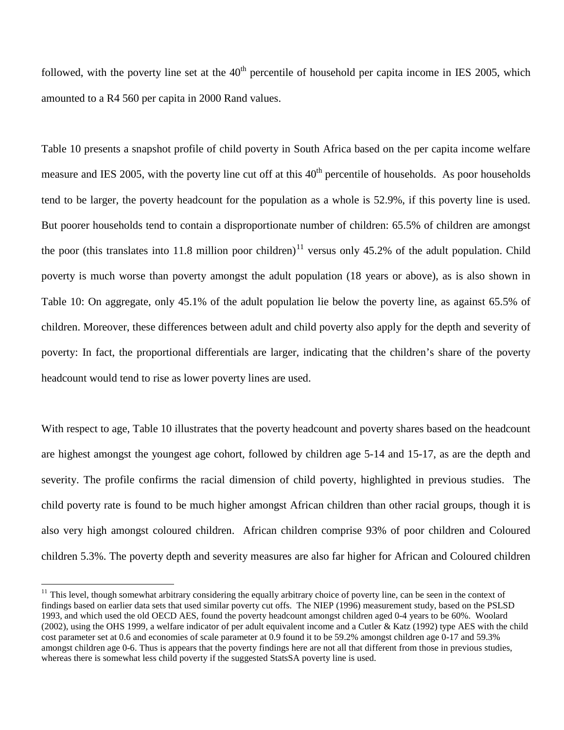followed, with the poverty line set at the 40th percentile of household per capita income in IES 2005, which amounted to a R4 560 per capita in 2000 Rand values.

Table 10 presents a snapshot profile of child poverty in South Africa based on the per capita income welfare measure and IES 2005, with the poverty line cut off at this 40th percentile of households. As poor households tend to be larger, the poverty headcount for the population as a whole is 52.9%, if this poverty line is used. But poorer households tend to contain a disproportionate number of children: 65.5% of children are amongst the poor (this translates into 11.8 million poor children)[11] versus only 45.2% of the adult population. Child poverty is much worse than poverty amongst the adult population (18 years or above), as is also shown in Table 10: On aggregate, only 45.1% of the adult population lie below the poverty line, as against 65.5% of children. Moreover, these differences between adult and child poverty also apply for the depth and severity of poverty: In fact, the proportional differentials are larger, indicating that the children's share of the poverty headcount would tend to rise as lower poverty lines are used.

With respect to age, Table 10 illustrates that the poverty headcount and poverty shares based on the headcount are highest amongst the youngest age cohort, followed by children age 5-14 and 15-17, as are the depth and severity. The profile confirms the racial dimension of child poverty, highlighted in previous studies. The child poverty rate is found to be much higher amongst African children than other racial groups, though it is also very high amongst coloured children. African children comprise 93% of poor children and Coloured children 5.3%. The poverty depth and severity measures are also far higher for African and Coloured children

[11] This level, though somewhat arbitrary considering the equally arbitrary choice of poverty line, can be seen in the context of findings based on earlier data sets that used similar poverty cut offs. The NIEP (1996) measurement study, based on the PSLSD 1993, and which used the old OECD AES, found the poverty headcount amongst children aged 0-4 years to be 60%. Woolard (2002), using the OHS 1999, a welfare indicator of per adult equivalent income and a Cutler & Katz (1992) type AES with the child cost parameter set at 0.6 and economies of scale parameter at 0.9 found it to be 59.2% amongst children age 0-17 and 59.3% amongst children age 0-6. Thus is appears that the poverty findings here are not all that different from those in previous studies, whereas there is somewhat less child poverty if the suggested StatsSA poverty line is used.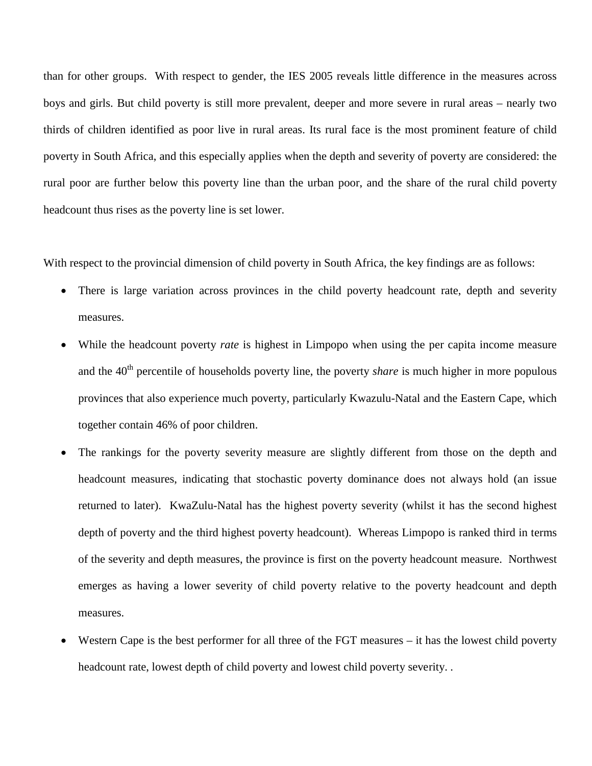than for other groups. With respect to gender, the IES 2005 reveals little difference in the measures across boys and girls. But child poverty is still more prevalent, deeper and more severe in rural areas – nearly two thirds of children identified as poor live in rural areas. Its rural face is the most prominent feature of child poverty in South Africa, and this especially applies when the depth and severity of poverty are considered: the rural poor are further below this poverty line than the urban poor, and the share of the rural child poverty headcount thus rises as the poverty line is set lower.

With respect to the provincial dimension of child poverty in South Africa, the key findings are as follows:

- There is large variation across provinces in the child poverty headcount rate, depth and severity measures.
- While the headcount poverty *rate* is highest in Limpopo when using the per capita income measure and the 40th percentile of households poverty line, the poverty *share* is much higher in more populous provinces that also experience much poverty, particularly Kwazulu-Natal and the Eastern Cape, which together contain 46% of poor children.
- The rankings for the poverty severity measure are slightly different from those on the depth and headcount measures, indicating that stochastic poverty dominance does not always hold (an issue returned to later). KwaZulu-Natal has the highest poverty severity (whilst it has the second highest depth of poverty and the third highest poverty headcount). Whereas Limpopo is ranked third in terms of the severity and depth measures, the province is first on the poverty headcount measure. Northwest emerges as having a lower severity of child poverty relative to the poverty headcount and depth measures.
- Western Cape is the best performer for all three of the FGT measures – it has the lowest child poverty headcount rate, lowest depth of child poverty and lowest child poverty severity. .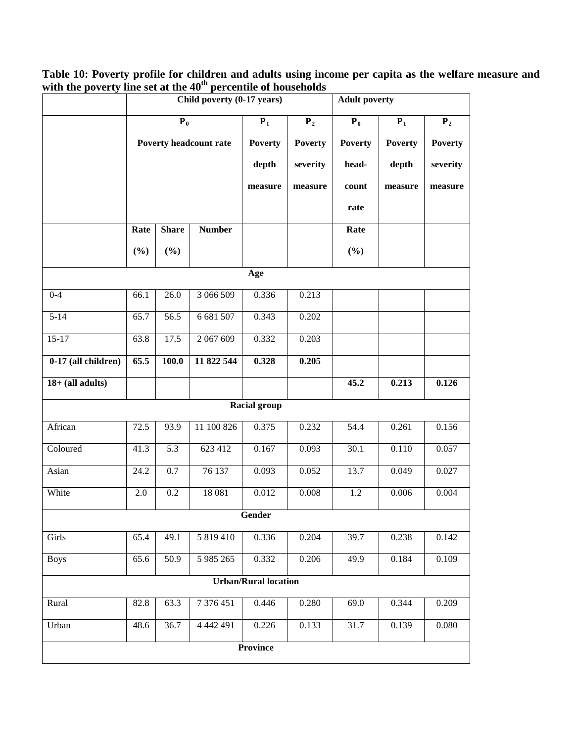**Table 10: Poverty profile for children and adults using income per capita as the welfare measure and with the poverty line set at the 40th percentile of households**

| | Child poverty (0-17 years) | | | | | Adult poverty | | |
|---|---|---|---|---|---|---|---|---|
| | $P_0$ Poverty headcount rate | | | $P_1$ Poverty depth measure | $P_2$ Poverty severity measure | $P_0$ Poverty head-count rate | $P_1$ Poverty depth measure | $P_2$ Poverty severity measure |
| | Rate (%) | Share (%) | Number | | | Rate (%) | | |
| **Age** | | | | | | | | |
| 0-4 | 66.1 | 26.0 | 3 066 509 | 0.336 | 0.213 | | | |
| 5-14 | 65.7 | 56.5 | 6 681 507 | 0.343 | 0.202 | | | |
| 15-17 | 63.8 | 17.5 | 2 067 609 | 0.332 | 0.203 | | | |
| **0-17 (all children)** | **65.5** | **100.0** | **11 822 544** | **0.328** | **0.205** | | | |
| **18+ (all adults)** | | | | | | **45.2** | **0.213** | **0.126** |
| **Racial group** | | | | | | | | |
| African | 72.5 | 93.9 | 11 100 826 | 0.375 | 0.232 | 54.4 | 0.261 | 0.156 |
| Coloured | 41.3 | 5.3 | 623 412 | 0.167 | 0.093 | 30.1 | 0.110 | 0.057 |
| Asian | 24.2 | 0.7 | 76 137 | 0.093 | 0.052 | 13.7 | 0.049 | 0.027 |
| White | 2.0 | 0.2 | 18 081 | 0.012 | 0.008 | 1.2 | 0.006 | 0.004 |
| **Gender** | | | | | | | | |
| Girls | 65.4 | 49.1 | 5 819 410 | 0.336 | 0.204 | 39.7 | 0.238 | 0.142 |
| Boys | 65.6 | 50.9 | 5 985 265 | 0.332 | 0.206 | 49.9 | 0.184 | 0.109 |
| **Urban/Rural location** | | | | | | | | |
| Rural | 82.8 | 63.3 | 7 376 451 | 0.446 | 0.280 | 69.0 | 0.344 | 0.209 |
| Urban | 48.6 | 36.7 | 4 442 491 | 0.226 | 0.133 | 31.7 | 0.139 | 0.080 |
| **Province** | | | | | | | | |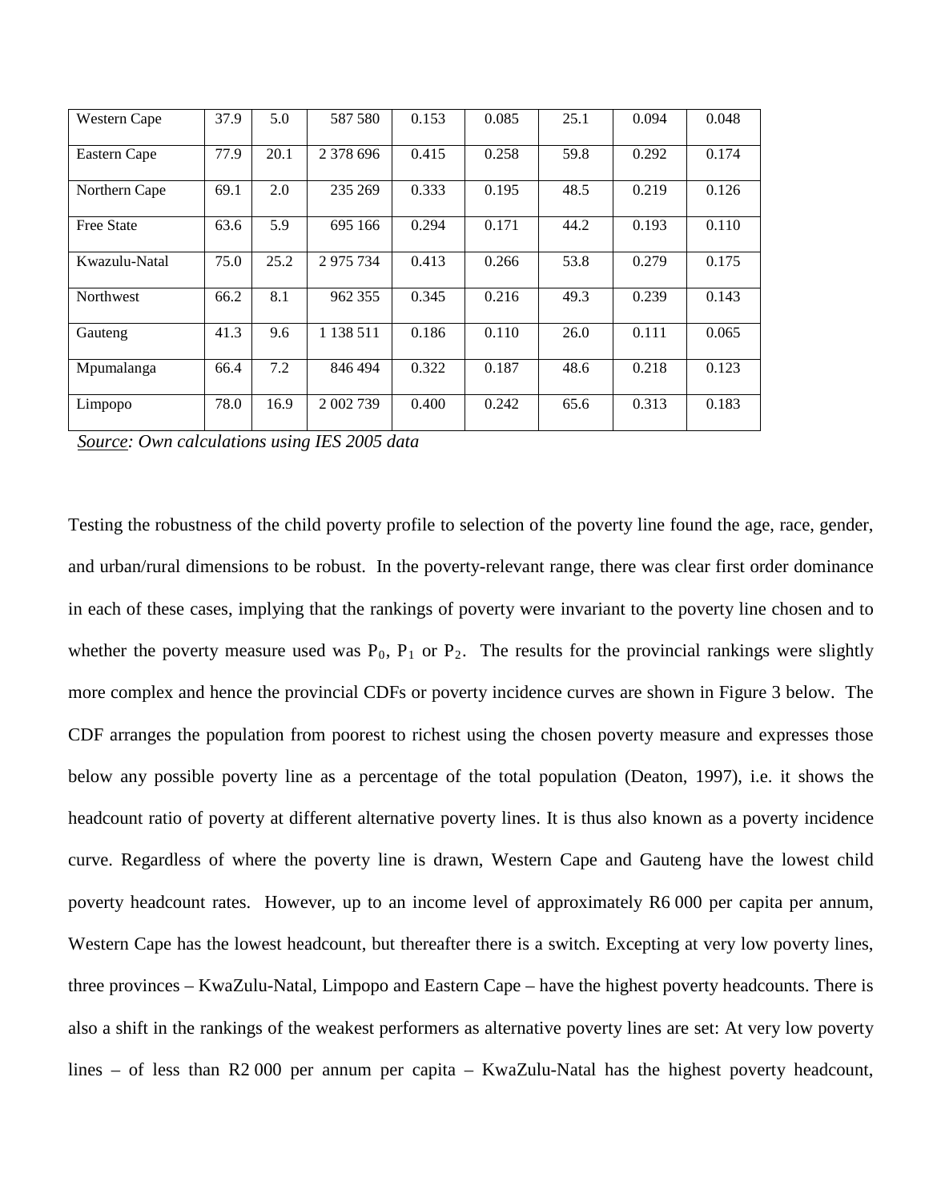| | | | | | | | | |
|---|---|---|---|---|---|---|---|---|
| Western Cape | 37.9 | 5.0 | 587 580 | 0.153 | 0.085 | 25.1 | 0.094 | 0.048 |
| Eastern Cape | 77.9 | 20.1 | 2 378 696 | 0.415 | 0.258 | 59.8 | 0.292 | 0.174 |
| Northern Cape | 69.1 | 2.0 | 235 269 | 0.333 | 0.195 | 48.5 | 0.219 | 0.126 |
| Free State | 63.6 | 5.9 | 695 166 | 0.294 | 0.171 | 44.2 | 0.193 | 0.110 |
| Kwazulu-Natal | 75.0 | 25.2 | 2 975 734 | 0.413 | 0.266 | 53.8 | 0.279 | 0.175 |
| Northwest | 66.2 | 8.1 | 962 355 | 0.345 | 0.216 | 49.3 | 0.239 | 0.143 |
| Gauteng | 41.3 | 9.6 | 1 138 511 | 0.186 | 0.110 | 26.0 | 0.111 | 0.065 |
| Mpumalanga | 66.4 | 7.2 | 846 494 | 0.322 | 0.187 | 48.6 | 0.218 | 0.123 |
| Limpopo | 78.0 | 16.9 | 2 002 739 | 0.400 | 0.242 | 65.6 | 0.313 | 0.183 |

*Source: Own calculations using IES 2005 data*

Testing the robustness of the child poverty profile to selection of the poverty line found the age, race, gender, and urban/rural dimensions to be robust. In the poverty-relevant range, there was clear first order dominance in each of these cases, implying that the rankings of poverty were invariant to the poverty line chosen and to whether the poverty measure used was $P_0$, $P_1$ or $P_2$. The results for the provincial rankings were slightly more complex and hence the provincial CDFs or poverty incidence curves are shown in Figure 3 below. The CDF arranges the population from poorest to richest using the chosen poverty measure and expresses those below any possible poverty line as a percentage of the total population (Deaton, 1997), i.e. it shows the headcount ratio of poverty at different alternative poverty lines. It is thus also known as a poverty incidence curve. Regardless of where the poverty line is drawn, Western Cape and Gauteng have the lowest child poverty headcount rates. However, up to an income level of approximately R6 000 per capita per annum, Western Cape has the lowest headcount, but thereafter there is a switch. Excepting at very low poverty lines, three provinces – KwaZulu-Natal, Limpopo and Eastern Cape – have the highest poverty headcounts. There is also a shift in the rankings of the weakest performers as alternative poverty lines are set: At very low poverty lines – of less than R2 000 per annum per capita – KwaZulu-Natal has the highest poverty headcount,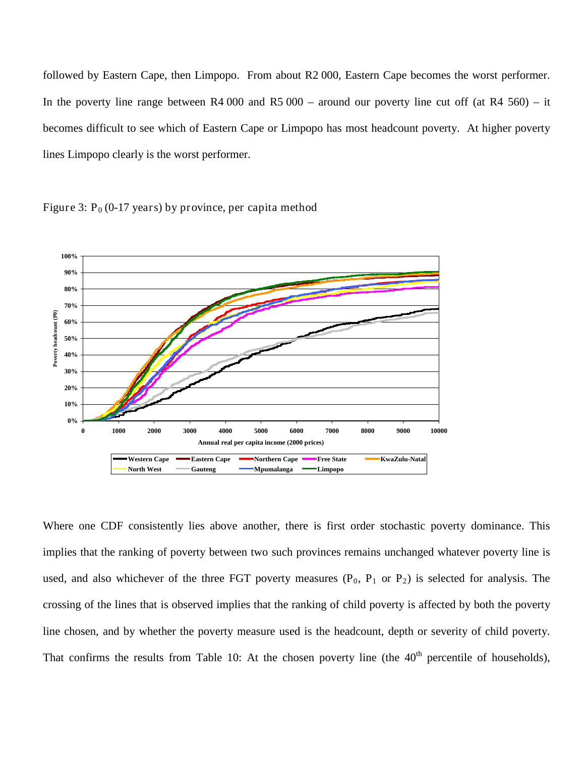followed by Eastern Cape, then Limpopo. From about R2 000, Eastern Cape becomes the worst performer. In the poverty line range between R4 000 and R5 000 – around our poverty line cut off (at R4 560) – it becomes difficult to see which of Eastern Cape or Limpopo has most headcount poverty. At higher poverty lines Limpopo clearly is the worst performer.

Figure 3: $P_0$ (0-17 years) by province, per capita method

Where one CDF consistently lies above another, there is first order stochastic poverty dominance. This implies that the ranking of poverty between two such provinces remains unchanged whatever poverty line is used, and also whichever of the three FGT poverty measures ($P_0$, $P_1$ or $P_2$) is selected for analysis. The crossing of the lines that is observed implies that the ranking of child poverty is affected by both the poverty line chosen, and by whether the poverty measure used is the headcount, depth or severity of child poverty. That confirms the results from Table 10: At the chosen poverty line (the $40^{th}$ percentile of households),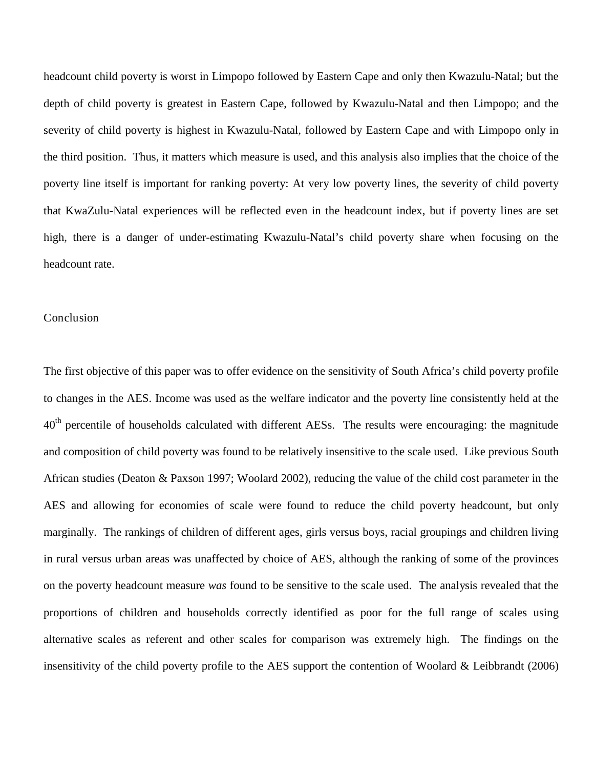headcount child poverty is worst in Limpopo followed by Eastern Cape and only then Kwazulu-Natal; but the depth of child poverty is greatest in Eastern Cape, followed by Kwazulu-Natal and then Limpopo; and the severity of child poverty is highest in Kwazulu-Natal, followed by Eastern Cape and with Limpopo only in the third position. Thus, it matters which measure is used, and this analysis also implies that the choice of the poverty line itself is important for ranking poverty: At very low poverty lines, the severity of child poverty that KwaZulu-Natal experiences will be reflected even in the headcount index, but if poverty lines are set high, there is a danger of under-estimating Kwazulu-Natal's child poverty share when focusing on the headcount rate.

## Conclusion

The first objective of this paper was to offer evidence on the sensitivity of South Africa's child poverty profile to changes in the AES. Income was used as the welfare indicator and the poverty line consistently held at the 40th percentile of households calculated with different AESs. The results were encouraging: the magnitude and composition of child poverty was found to be relatively insensitive to the scale used. Like previous South African studies (Deaton & Paxson 1997; Woolard 2002), reducing the value of the child cost parameter in the AES and allowing for economies of scale were found to reduce the child poverty headcount, but only marginally. The rankings of children of different ages, girls versus boys, racial groupings and children living in rural versus urban areas was unaffected by choice of AES, although the ranking of some of the provinces on the poverty headcount measure *was* found to be sensitive to the scale used. The analysis revealed that the proportions of children and households correctly identified as poor for the full range of scales using alternative scales as referent and other scales for comparison was extremely high. The findings on the insensitivity of the child poverty profile to the AES support the contention of Woolard & Leibbrandt (2006)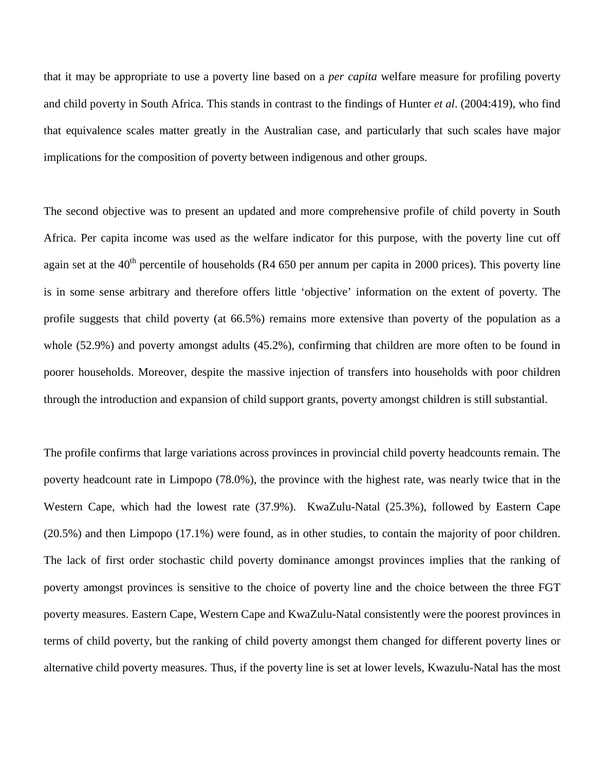that it may be appropriate to use a poverty line based on a *per capita* welfare measure for profiling poverty and child poverty in South Africa. This stands in contrast to the findings of Hunter *et al*. (2004:419), who find that equivalence scales matter greatly in the Australian case, and particularly that such scales have major implications for the composition of poverty between indigenous and other groups.

The second objective was to present an updated and more comprehensive profile of child poverty in South Africa. Per capita income was used as the welfare indicator for this purpose, with the poverty line cut off again set at the 40th percentile of households (R4 650 per annum per capita in 2000 prices). This poverty line is in some sense arbitrary and therefore offers little 'objective' information on the extent of poverty. The profile suggests that child poverty (at 66.5%) remains more extensive than poverty of the population as a whole (52.9%) and poverty amongst adults (45.2%), confirming that children are more often to be found in poorer households. Moreover, despite the massive injection of transfers into households with poor children through the introduction and expansion of child support grants, poverty amongst children is still substantial.

The profile confirms that large variations across provinces in provincial child poverty headcounts remain. The poverty headcount rate in Limpopo (78.0%), the province with the highest rate, was nearly twice that in the Western Cape, which had the lowest rate (37.9%). KwaZulu-Natal (25.3%), followed by Eastern Cape (20.5%) and then Limpopo (17.1%) were found, as in other studies, to contain the majority of poor children. The lack of first order stochastic child poverty dominance amongst provinces implies that the ranking of poverty amongst provinces is sensitive to the choice of poverty line and the choice between the three FGT poverty measures. Eastern Cape, Western Cape and KwaZulu-Natal consistently were the poorest provinces in terms of child poverty, but the ranking of child poverty amongst them changed for different poverty lines or alternative child poverty measures. Thus, if the poverty line is set at lower levels, Kwazulu-Natal has the most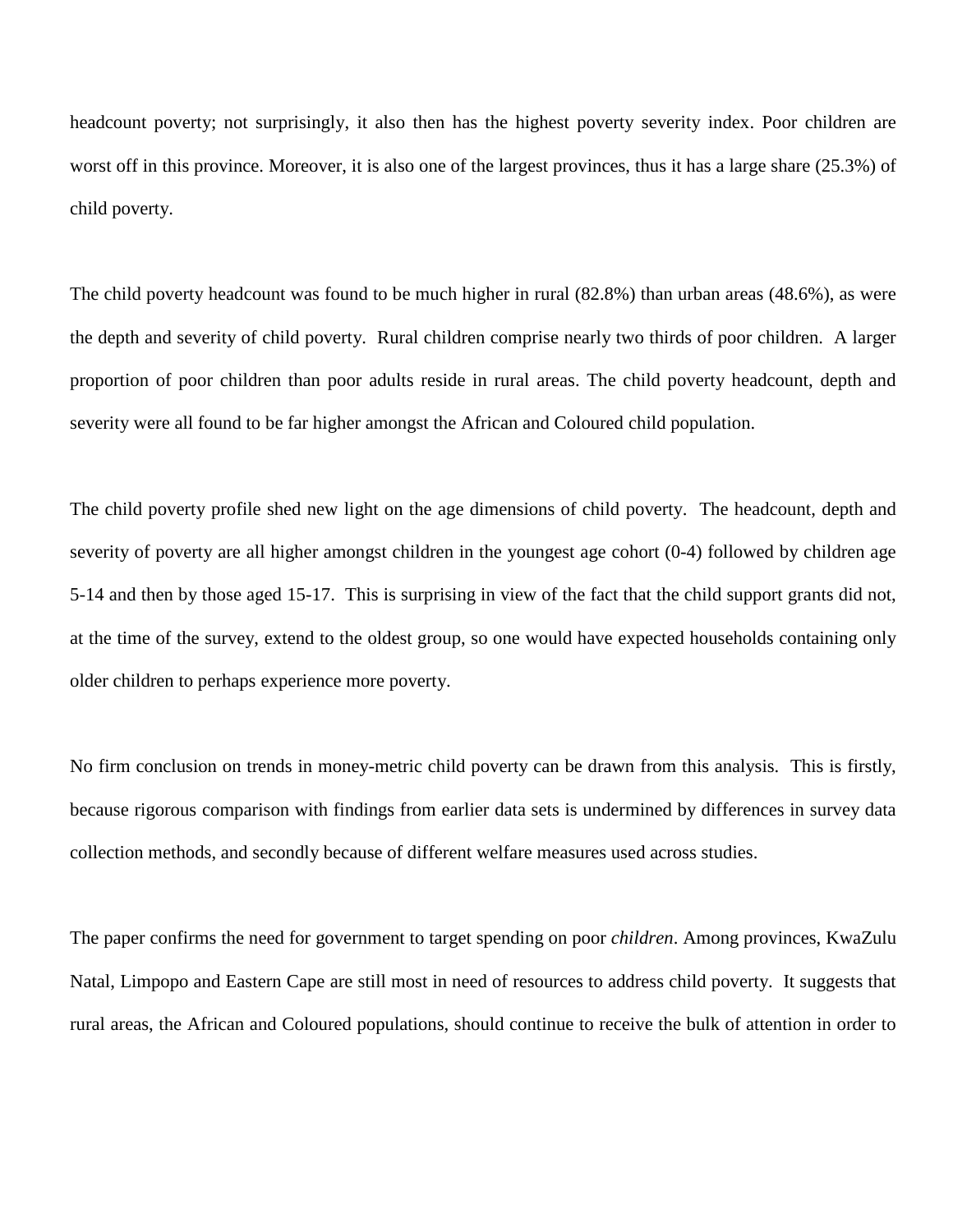headcount poverty; not surprisingly, it also then has the highest poverty severity index. Poor children are worst off in this province. Moreover, it is also one of the largest provinces, thus it has a large share (25.3%) of child poverty.

The child poverty headcount was found to be much higher in rural (82.8%) than urban areas (48.6%), as were the depth and severity of child poverty. Rural children comprise nearly two thirds of poor children. A larger proportion of poor children than poor adults reside in rural areas. The child poverty headcount, depth and severity were all found to be far higher amongst the African and Coloured child population.

The child poverty profile shed new light on the age dimensions of child poverty. The headcount, depth and severity of poverty are all higher amongst children in the youngest age cohort (0-4) followed by children age 5-14 and then by those aged 15-17. This is surprising in view of the fact that the child support grants did not, at the time of the survey, extend to the oldest group, so one would have expected households containing only older children to perhaps experience more poverty.

No firm conclusion on trends in money-metric child poverty can be drawn from this analysis. This is firstly, because rigorous comparison with findings from earlier data sets is undermined by differences in survey data collection methods, and secondly because of different welfare measures used across studies.

The paper confirms the need for government to target spending on poor *children*. Among provinces, KwaZulu Natal, Limpopo and Eastern Cape are still most in need of resources to address child poverty. It suggests that rural areas, the African and Coloured populations, should continue to receive the bulk of attention in order to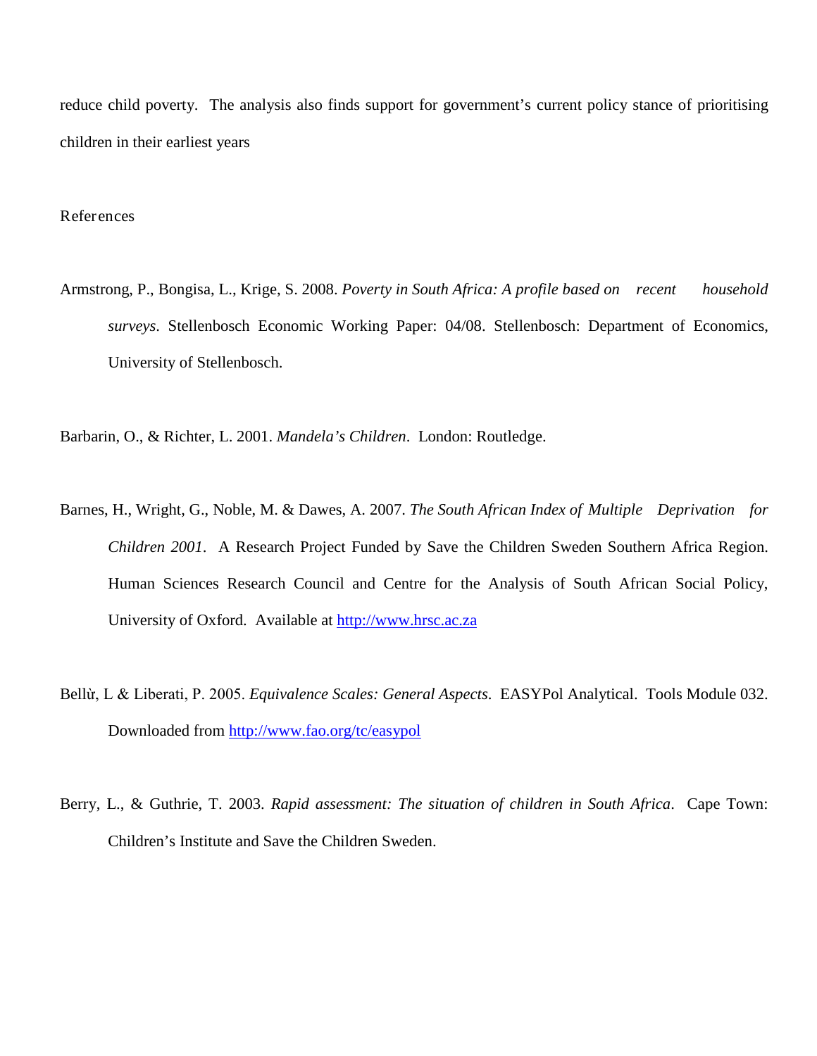reduce child poverty. The analysis also finds support for government's current policy stance of prioritising children in their earliest years

## References

Armstrong, P., Bongisa, L., Krige, S. 2008. *Poverty in South Africa: A profile based on recent household surveys*. Stellenbosch Economic Working Paper: 04/08. Stellenbosch: Department of Economics, University of Stellenbosch.

Barbarin, O., & Richter, L. 2001. *Mandela's Children*. London: Routledge.

Barnes, H., Wright, G., Noble, M. & Dawes, A. 2007. *The South African Index of Multiple Deprivation for Children 2001*. A Research Project Funded by Save the Children Sweden Southern Africa Region. Human Sciences Research Council and Centre for the Analysis of South African Social Policy, University of Oxford. Available at http://www.hrsc.ac.za

Bellù, L & Liberati, P. 2005. *Equivalence Scales: General Aspects*. EASYPol Analytical. Tools Module 032. Downloaded from http://www.fao.org/tc/easypol

Berry, L., & Guthrie, T. 2003. *Rapid assessment: The situation of children in South Africa*. Cape Town: Children's Institute and Save the Children Sweden.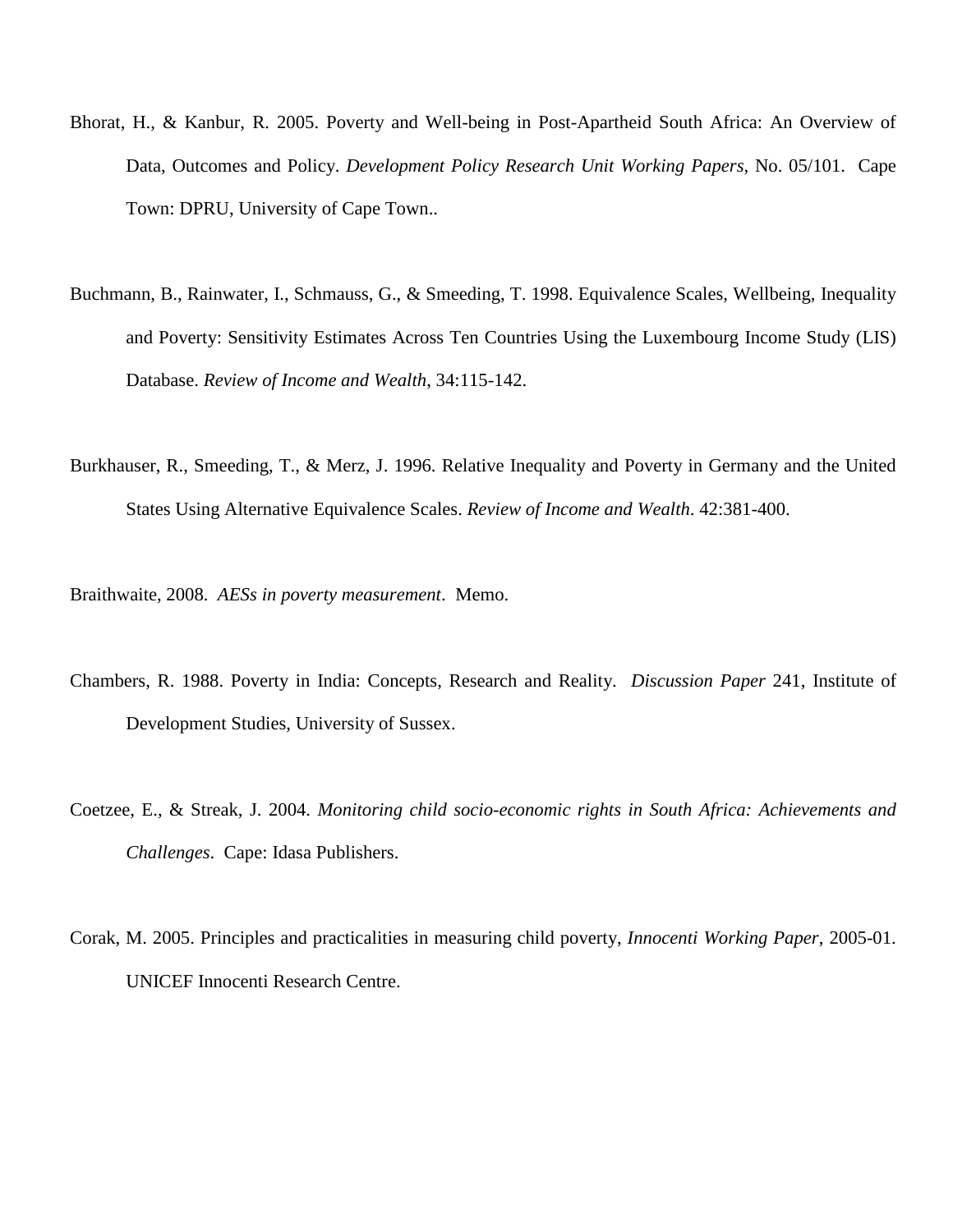Bhorat, H., & Kanbur, R. 2005. Poverty and Well-being in Post-Apartheid South Africa: An Overview of Data, Outcomes and Policy. *Development Policy Research Unit Working Papers*, No. 05/101. Cape Town: DPRU, University of Cape Town..

Buchmann, B., Rainwater, I., Schmauss, G., & Smeeding, T. 1998. Equivalence Scales, Wellbeing, Inequality and Poverty: Sensitivity Estimates Across Ten Countries Using the Luxembourg Income Study (LIS) Database. *Review of Income and Wealth*, 34:115-142.

Burkhauser, R., Smeeding, T., & Merz, J. 1996. Relative Inequality and Poverty in Germany and the United States Using Alternative Equivalence Scales. *Review of Income and Wealth*. 42:381-400.

Braithwaite, 2008. *AESs in poverty measurement*. Memo.

Chambers, R. 1988. Poverty in India: Concepts, Research and Reality. *Discussion Paper* 241, Institute of Development Studies, University of Sussex.

Coetzee, E., & Streak, J. 2004. *Monitoring child socio-economic rights in South Africa: Achievements and Challenges*. Cape: Idasa Publishers.

Corak, M. 2005. Principles and practicalities in measuring child poverty, *Innocenti Working Paper*, 2005-01. UNICEF Innocenti Research Centre.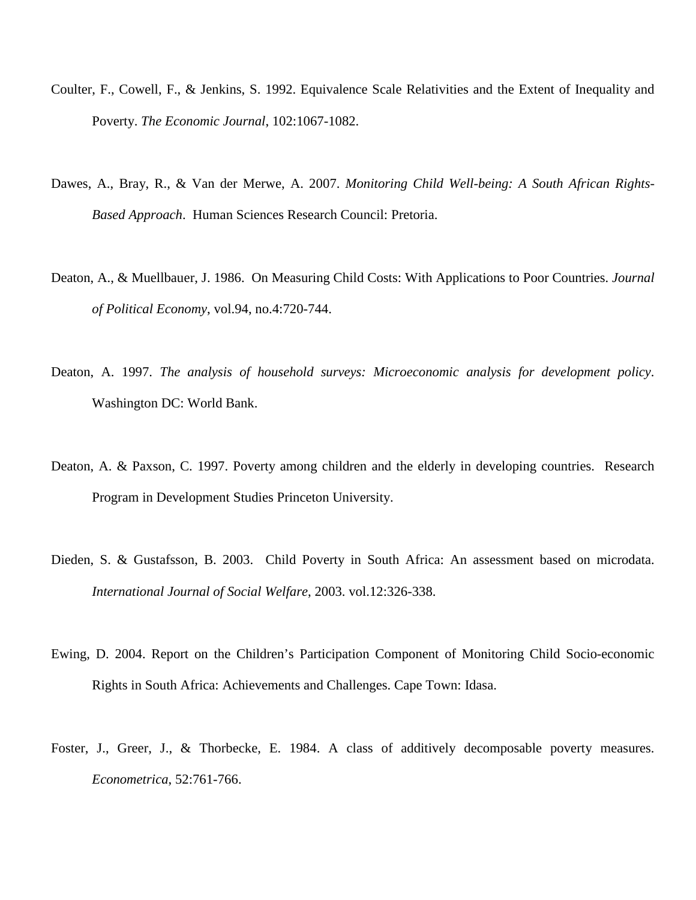Coulter, F., Cowell, F., & Jenkins, S. 1992. Equivalence Scale Relativities and the Extent of Inequality and Poverty. *The Economic Journal*, 102:1067-1082.

Dawes, A., Bray, R., & Van der Merwe, A. 2007. *Monitoring Child Well-being: A South African Rights-Based Approach*. Human Sciences Research Council: Pretoria.

Deaton, A., & Muellbauer, J. 1986. On Measuring Child Costs: With Applications to Poor Countries. *Journal of Political Economy*, vol.94, no.4:720-744.

Deaton, A. 1997. *The analysis of household surveys: Microeconomic analysis for development policy*. Washington DC: World Bank.

Deaton, A. & Paxson, C. 1997. Poverty among children and the elderly in developing countries. Research Program in Development Studies Princeton University.

Dieden, S. & Gustafsson, B. 2003. Child Poverty in South Africa: An assessment based on microdata. *International Journal of Social Welfare*, 2003. vol.12:326-338.

Ewing, D. 2004. Report on the Children's Participation Component of Monitoring Child Socio-economic Rights in South Africa: Achievements and Challenges. Cape Town: Idasa.

Foster, J., Greer, J., & Thorbecke, E. 1984. A class of additively decomposable poverty measures. *Econometrica*, 52:761-766.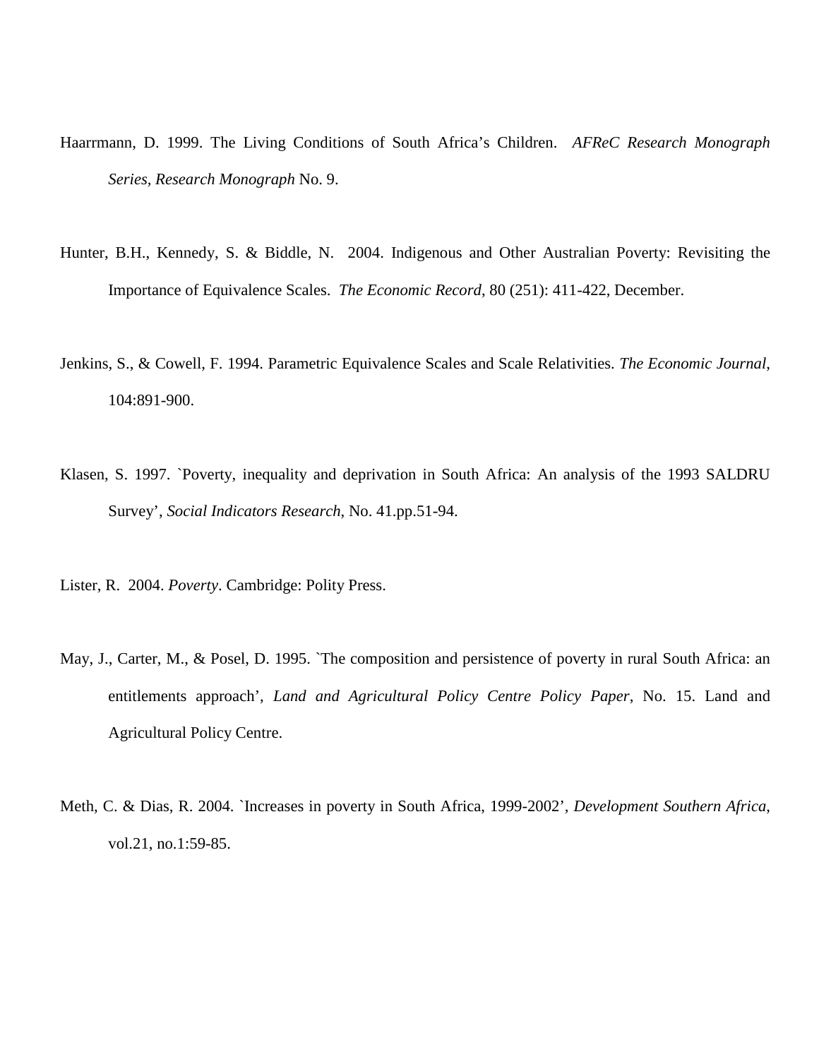Haarrmann, D. 1999. The Living Conditions of South Africa's Children. *AFReC Research Monograph Series, Research Monograph* No. 9.

Hunter, B.H., Kennedy, S. & Biddle, N. 2004. Indigenous and Other Australian Poverty: Revisiting the Importance of Equivalence Scales. *The Economic Record*, 80 (251): 411-422, December.

Jenkins, S., & Cowell, F. 1994. Parametric Equivalence Scales and Scale Relativities. *The Economic Journal*, 104:891-900.

Klasen, S. 1997. `Poverty, inequality and deprivation in South Africa: An analysis of the 1993 SALDRU Survey', *Social Indicators Research*, No. 41.pp.51-94.

Lister, R. 2004. *Poverty*. Cambridge: Polity Press.

May, J., Carter, M., & Posel, D. 1995. `The composition and persistence of poverty in rural South Africa: an entitlements approach', *Land and Agricultural Policy Centre Policy Paper*, No. 15. Land and Agricultural Policy Centre.

Meth, C. & Dias, R. 2004. `Increases in poverty in South Africa, 1999-2002', *Development Southern Africa*, vol.21, no.1:59-85.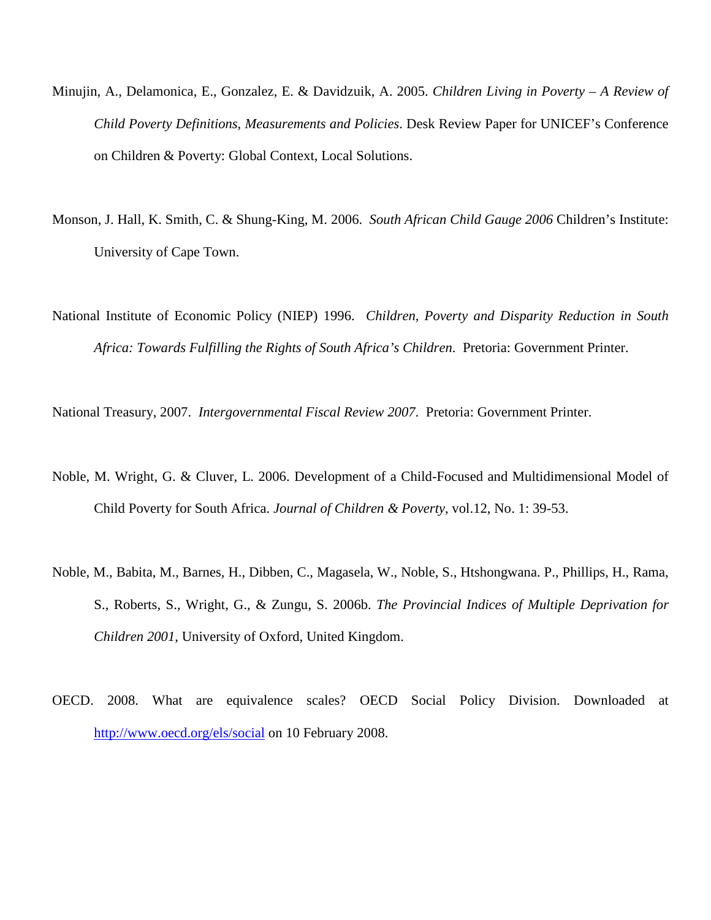Minujin, A., Delamonica, E., Gonzalez, E. & Davidzuik, A. 2005. *Children Living in Poverty – A Review of Child Poverty Definitions, Measurements and Policies*. Desk Review Paper for UNICEF's Conference on Children & Poverty: Global Context, Local Solutions.

Monson, J. Hall, K. Smith, C. & Shung-King, M. 2006. *South African Child Gauge 2006* Children's Institute: University of Cape Town.

National Institute of Economic Policy (NIEP) 1996. *Children, Poverty and Disparity Reduction in South Africa: Towards Fulfilling the Rights of South Africa's Children*. Pretoria: Government Printer.

National Treasury, 2007. *Intergovernmental Fiscal Review 2007*. Pretoria: Government Printer.

Noble, M. Wright, G. & Cluver, L. 2006. Development of a Child-Focused and Multidimensional Model of Child Poverty for South Africa. *Journal of Children & Poverty*, vol.12, No. 1: 39-53.

Noble, M., Babita, M., Barnes, H., Dibben, C., Magasela, W., Noble, S., Htshongwana. P., Phillips, H., Rama, S., Roberts, S., Wright, G., & Zungu, S. 2006b. *The Provincial Indices of Multiple Deprivation for Children 2001*, University of Oxford, United Kingdom.

OECD. 2008. What are equivalence scales? OECD Social Policy Division. Downloaded at http://www.oecd.org/els/social on 10 February 2008.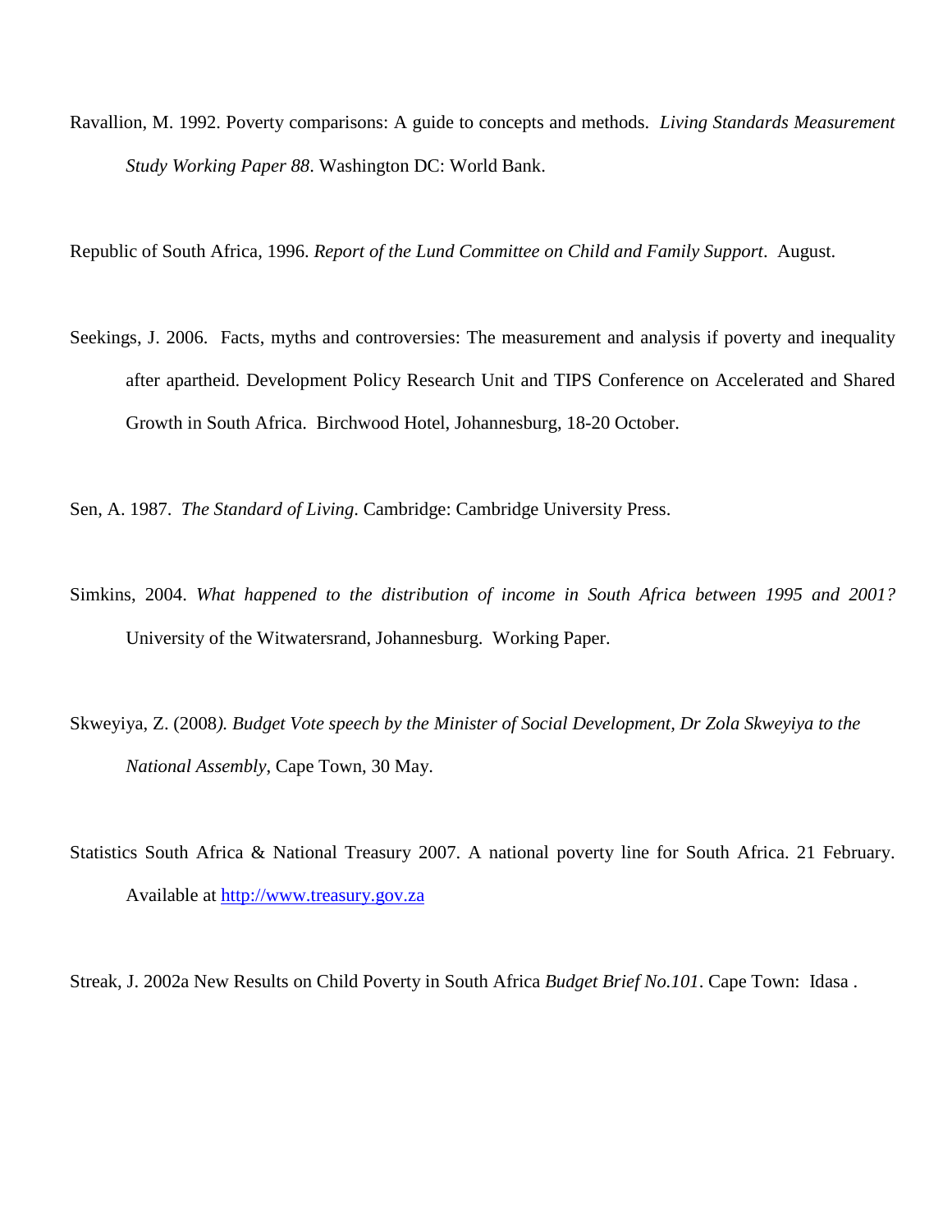Ravallion, M. 1992. Poverty comparisons: A guide to concepts and methods. *Living Standards Measurement Study Working Paper 88*. Washington DC: World Bank.

Republic of South Africa, 1996. *Report of the Lund Committee on Child and Family Support*. August.

Seekings, J. 2006. Facts, myths and controversies: The measurement and analysis if poverty and inequality after apartheid. Development Policy Research Unit and TIPS Conference on Accelerated and Shared Growth in South Africa. Birchwood Hotel, Johannesburg, 18-20 October.

Sen, A. 1987. *The Standard of Living*. Cambridge: Cambridge University Press.

Simkins, 2004. *What happened to the distribution of income in South Africa between 1995 and 2001?* University of the Witwatersrand, Johannesburg. Working Paper.

Skweyiya, Z. (2008*). Budget Vote speech by the Minister of Social Development, Dr Zola Skweyiya to the National Assembly*, Cape Town, 30 May.

Statistics South Africa & National Treasury 2007. A national poverty line for South Africa. 21 February. Available at http://www.treasury.gov.za

Streak, J. 2002a New Results on Child Poverty in South Africa *Budget Brief No.101*. Cape Town: Idasa .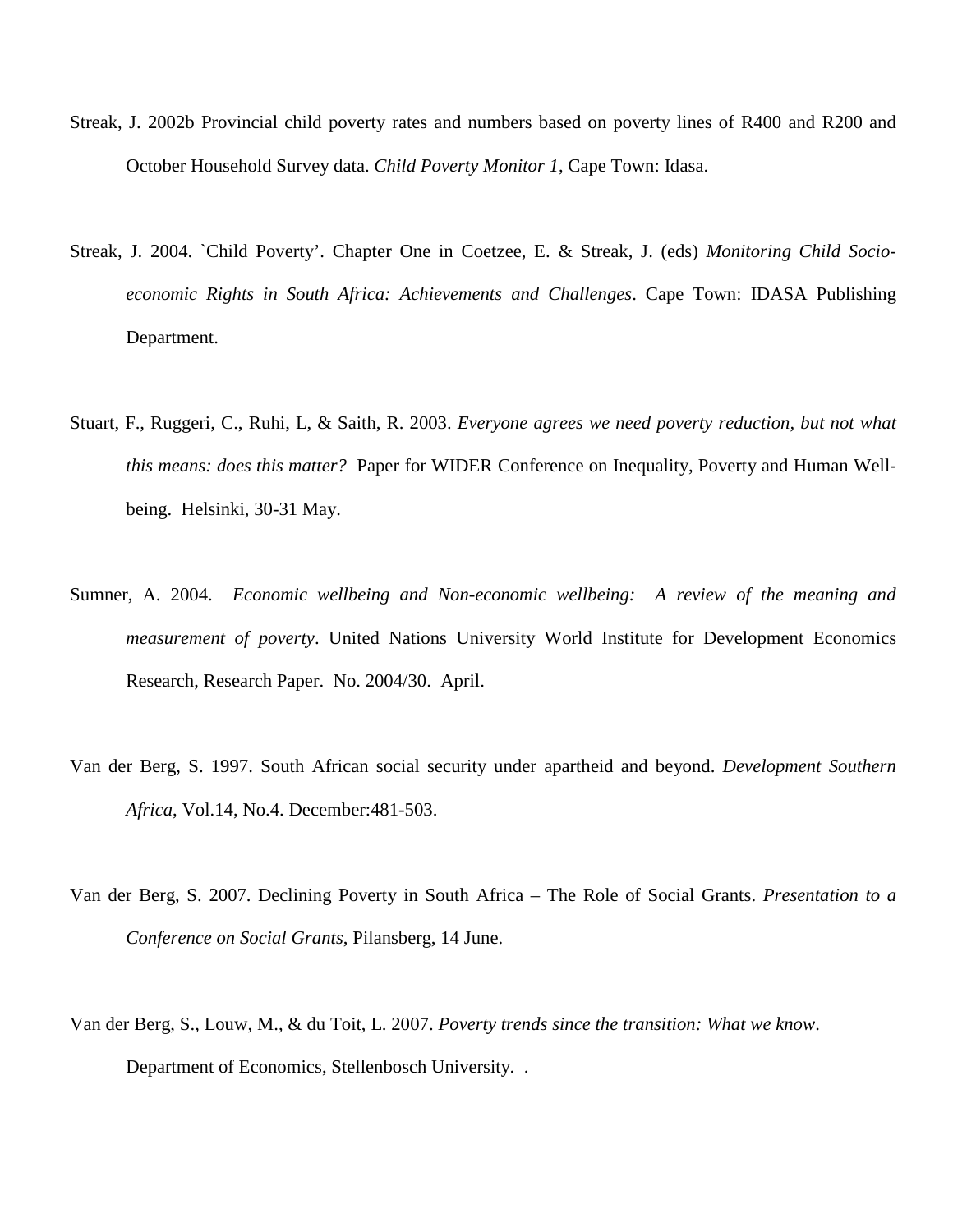Streak, J. 2002b Provincial child poverty rates and numbers based on poverty lines of R400 and R200 and October Household Survey data. *Child Poverty Monitor 1*, Cape Town: Idasa.

Streak, J. 2004. `Child Poverty'. Chapter One in Coetzee, E. & Streak, J. (eds) *Monitoring Child Socio-economic Rights in South Africa: Achievements and Challenges*. Cape Town: IDASA Publishing Department.

Stuart, F., Ruggeri, C., Ruhi, L, & Saith, R. 2003. *Everyone agrees we need poverty reduction, but not what this means: does this matter?* Paper for WIDER Conference on Inequality, Poverty and Human Well-being. Helsinki, 30-31 May.

Sumner, A. 2004. *Economic wellbeing and Non-economic wellbeing: A review of the meaning and measurement of poverty*. United Nations University World Institute for Development Economics Research, Research Paper. No. 2004/30. April.

Van der Berg, S. 1997. South African social security under apartheid and beyond. *Development Southern Africa*, Vol.14, No.4. December:481-503.

Van der Berg, S. 2007. Declining Poverty in South Africa – The Role of Social Grants. *Presentation to a Conference on Social Grants*, Pilansberg, 14 June.

Van der Berg, S., Louw, M., & du Toit, L. 2007. *Poverty trends since the transition: What we know*. Department of Economics, Stellenbosch University. .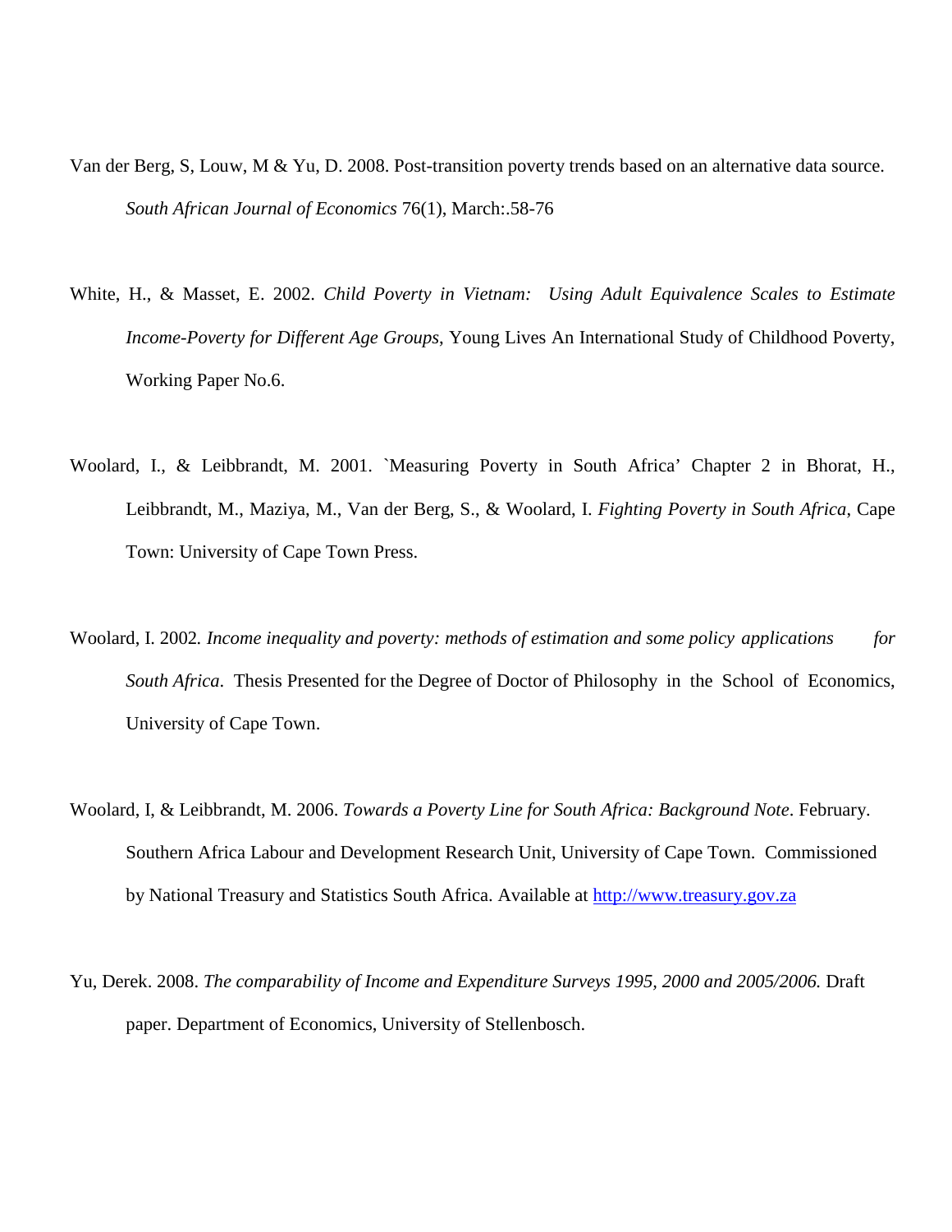Van der Berg, S, Louw, M & Yu, D. 2008. Post-transition poverty trends based on an alternative data source. *South African Journal of Economics* 76(1), March:.58-76

White, H., & Masset, E. 2002. *Child Poverty in Vietnam: Using Adult Equivalence Scales to Estimate Income-Poverty for Different Age Groups*, Young Lives An International Study of Childhood Poverty, Working Paper No.6.

Woolard, I., & Leibbrandt, M. 2001. `Measuring Poverty in South Africa' Chapter 2 in Bhorat, H., Leibbrandt, M., Maziya, M., Van der Berg, S., & Woolard, I. *Fighting Poverty in South Africa*, Cape Town: University of Cape Town Press.

Woolard, I. 2002*. Income inequality and poverty: methods of estimation and some policy applications for South Africa*. Thesis Presented for the Degree of Doctor of Philosophy in the School of Economics, University of Cape Town.

Woolard, I, & Leibbrandt, M. 2006. *Towards a Poverty Line for South Africa: Background Note*. February. Southern Africa Labour and Development Research Unit, University of Cape Town. Commissioned by National Treasury and Statistics South Africa. Available at http://www.treasury.gov.za

Yu, Derek. 2008. *The comparability of Income and Expenditure Surveys 1995, 2000 and 2005/2006.* Draft paper. Department of Economics, University of Stellenbosch.